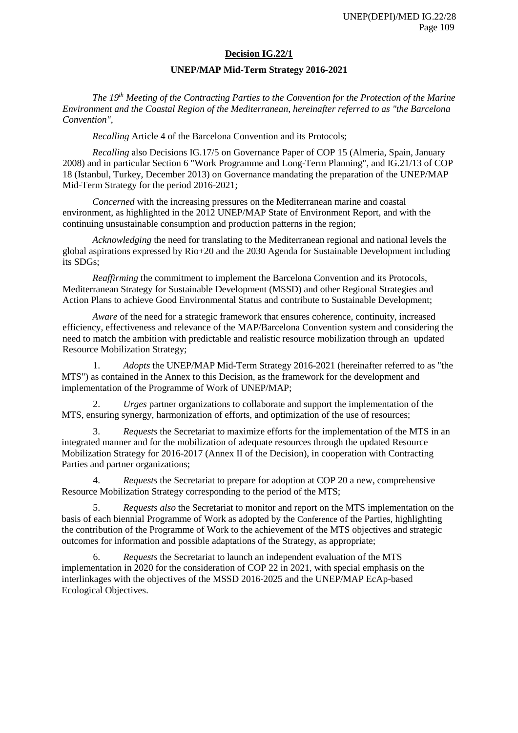## Decision IG.22/1

### UNEP/MAP Mid-Term Strategy 2016-2021

*The 19th Meeting of the Contracting Parties to the Convention for the Protection of the Marine Environment and the Coastal Region of the Mediterranean, hereinafter referred to as "the Barcelona Convention",*

*Recalling* Article 4 of the Barcelona Convention and its Protocols;

*Recalling* also Decisions IG.17/5 on Governance Paper of COP 15 (Almeria, Spain, January 2008) and in particular Section 6 "Work Programme and Long-Term Planning", and IG.21/13 of COP 18 (Istanbul, Turkey, December 2013) on Governance mandating the preparation of the UNEP/MAP Mid-Term Strategy for the period 2016-2021;

*Concerned* with the increasing pressures on the Mediterranean marine and coastal environment, as highlighted in the 2012 UNEP/MAP State of Environment Report, and with the continuing unsustainable consumption and production patterns in the region;

*Acknowledging* the need for translating to the Mediterranean regional and national levels the global aspirations expressed by Rio+20 and the 2030 Agenda for Sustainable Development including its SDGs;

*Reaffirming* the commitment to implement the Barcelona Convention and its Protocols, Mediterranean Strategy for Sustainable Development (MSSD) and other Regional Strategies and Action Plans to achieve Good Environmental Status and contribute to Sustainable Development;

*Aware* of the need for a strategic framework that ensures coherence, continuity, increased efficiency, effectiveness and relevance of the MAP/Barcelona Convention system and considering the need to match the ambition with predictable and realistic resource mobilization through an updated Resource Mobilization Strategy;

1. *Adopts* the UNEP/MAP Mid-Term Strategy 2016-2021 (hereinafter referred to as "the MTS") as contained in the Annex to this Decision, as the framework for the development and implementation of the Programme of Work of UNEP/MAP;

2. *Urges* partner organizations to collaborate and support the implementation of the MTS, ensuring synergy, harmonization of efforts, and optimization of the use of resources;

3. *Requests* the Secretariat to maximize efforts for the implementation of the MTS in an integrated manner and for the mobilization of adequate resources through the updated Resource Mobilization Strategy for 2016-2017 (Annex II of the Decision), in cooperation with Contracting Parties and partner organizations;

4. *Requests* the Secretariat to prepare for adoption at COP 20 a new, comprehensive Resource Mobilization Strategy corresponding to the period of the MTS;

5. *Requests also* the Secretariat to monitor and report on the MTS implementation on the basis of each biennial Programme of Work as adopted by the Conference of the Parties, highlighting the contribution of the Programme of Work to the achievement of the MTS objectives and strategic outcomes for information and possible adaptations of the Strategy, as appropriate;

6. *Requests* the Secretariat to launch an independent evaluation of the MTS implementation in 2020 for the consideration of COP 22 in 2021, with special emphasis on the interlinkages with the objectives of the MSSD 2016-2025 and the UNEP/MAP EcAp-based Ecological Objectives.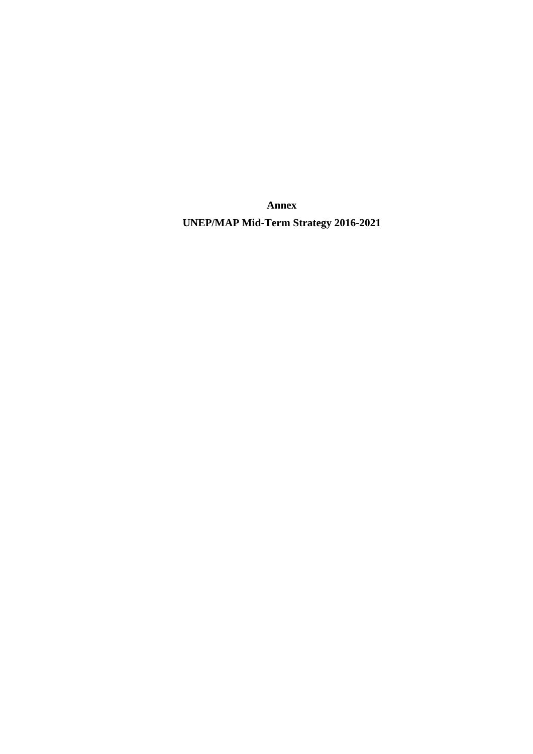**Annex**

**UNEP/MAP Mid-Term Strategy 2016-2021**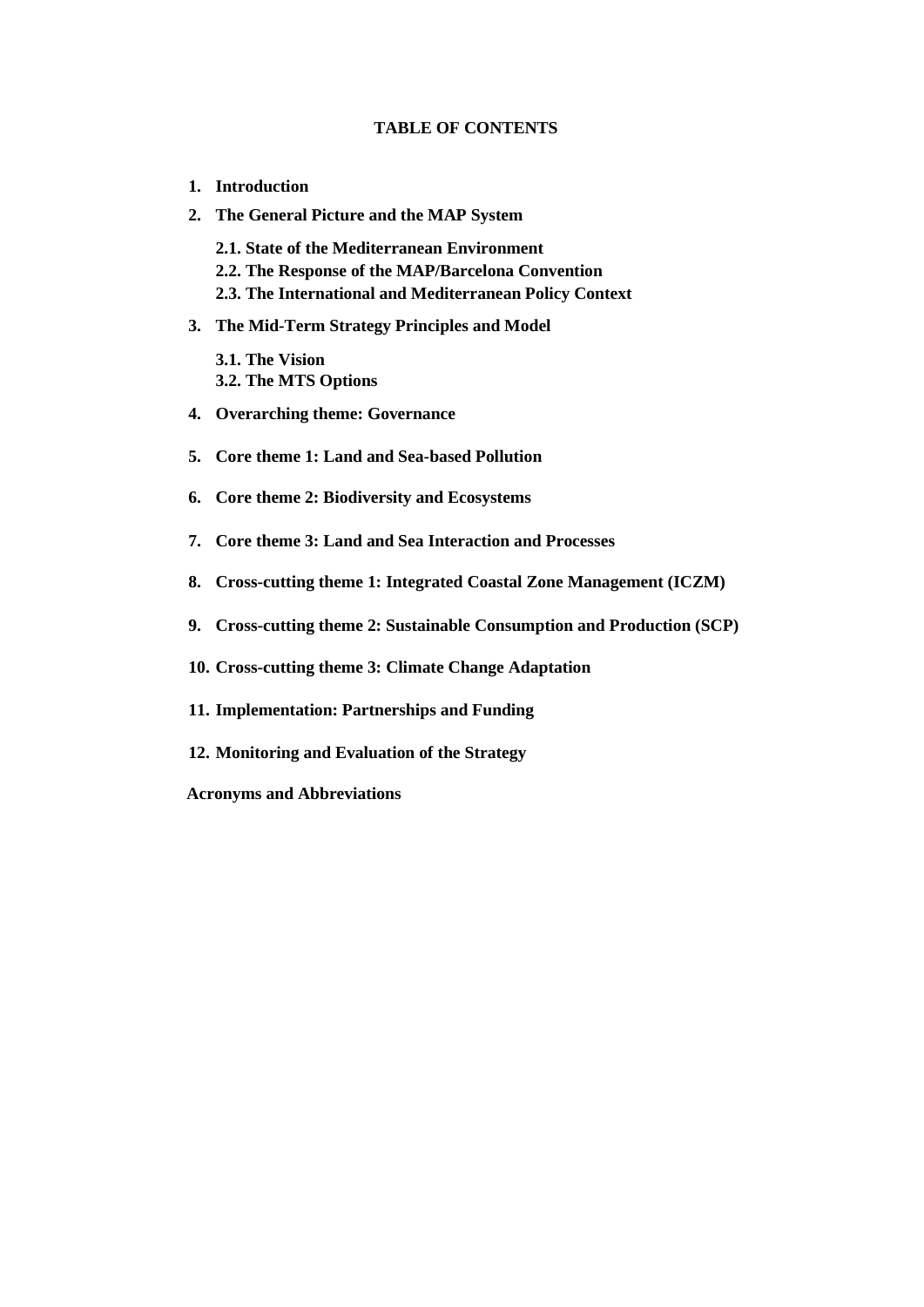**TABLE OF CONTENTS**

1. **Introduction**
2. **The General Picture and the MAP System**
   - **2.1. State of the Mediterranean Environment**
   - **2.2. The Response of the MAP/Barcelona Convention**
   - **2.3. The International and Mediterranean Policy Context**
3. **The Mid-Term Strategy Principles and Model**
   - **3.1. The Vision**
   - **3.2. The MTS Options**
4. **Overarching theme: Governance**
5. **Core theme 1: Land and Sea-based Pollution**
6. **Core theme 2: Biodiversity and Ecosystems**
7. **Core theme 3: Land and Sea Interaction and Processes**
8. **Cross-cutting theme 1: Integrated Coastal Zone Management (ICZM)**
9. **Cross-cutting theme 2: Sustainable Consumption and Production (SCP)**
10. **Cross-cutting theme 3: Climate Change Adaptation**
11. **Implementation: Partnerships and Funding**
12. **Monitoring and Evaluation of the Strategy**

**Acronyms and Abbreviations**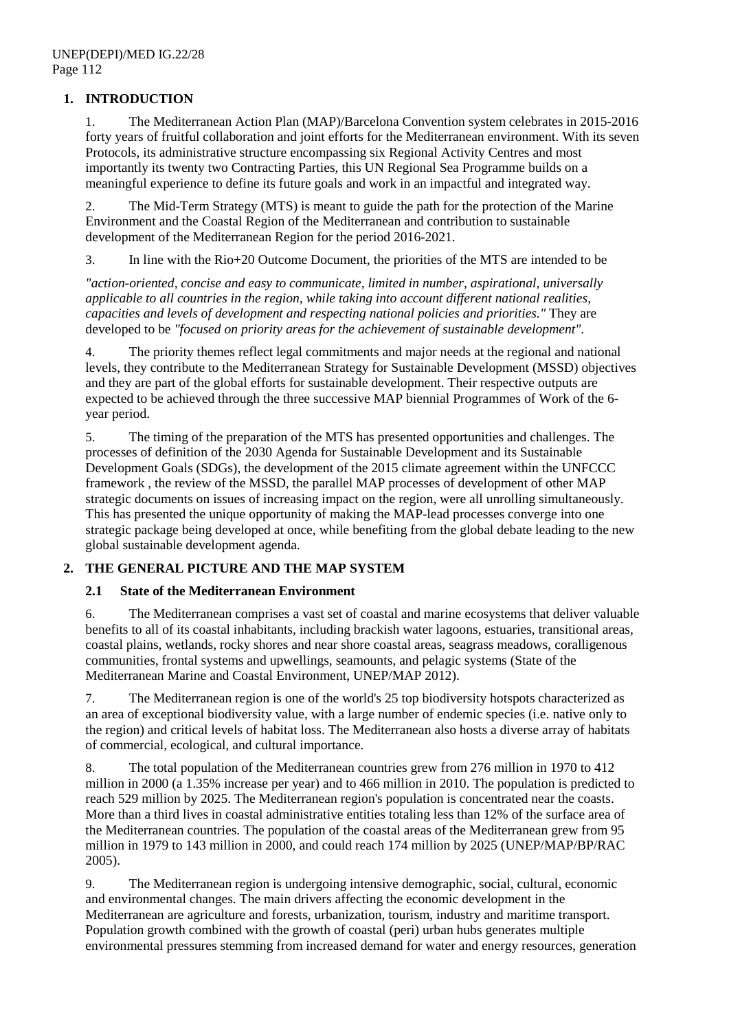## 1. INTRODUCTION

1. The Mediterranean Action Plan (MAP)/Barcelona Convention system celebrates in 2015-2016 forty years of fruitful collaboration and joint efforts for the Mediterranean environment. With its seven Protocols, its administrative structure encompassing six Regional Activity Centres and most importantly its twenty two Contracting Parties, this UN Regional Sea Programme builds on a meaningful experience to define its future goals and work in an impactful and integrated way.

2. The Mid-Term Strategy (MTS) is meant to guide the path for the protection of the Marine Environment and the Coastal Region of the Mediterranean and contribution to sustainable development of the Mediterranean Region for the period 2016-2021.

3. In line with the Rio+20 Outcome Document, the priorities of the MTS are intended to be

*"action-oriented, concise and easy to communicate, limited in number, aspirational, universally applicable to all countries in the region, while taking into account different national realities, capacities and levels of development and respecting national policies and priorities."* They are developed to be *"focused on priority areas for the achievement of sustainable development".*

4. The priority themes reflect legal commitments and major needs at the regional and national levels, they contribute to the Mediterranean Strategy for Sustainable Development (MSSD) objectives and they are part of the global efforts for sustainable development. Their respective outputs are expected to be achieved through the three successive MAP biennial Programmes of Work of the 6-year period.

5. The timing of the preparation of the MTS has presented opportunities and challenges. The processes of definition of the 2030 Agenda for Sustainable Development and its Sustainable Development Goals (SDGs), the development of the 2015 climate agreement within the UNFCCC framework , the review of the MSSD, the parallel MAP processes of development of other MAP strategic documents on issues of increasing impact on the region, were all unrolling simultaneously. This has presented the unique opportunity of making the MAP-lead processes converge into one strategic package being developed at once, while benefiting from the global debate leading to the new global sustainable development agenda.

## 2. THE GENERAL PICTURE AND THE MAP SYSTEM

### 2.1 State of the Mediterranean Environment

6. The Mediterranean comprises a vast set of coastal and marine ecosystems that deliver valuable benefits to all of its coastal inhabitants, including brackish water lagoons, estuaries, transitional areas, coastal plains, wetlands, rocky shores and near shore coastal areas, seagrass meadows, coralligenous communities, frontal systems and upwellings, seamounts, and pelagic systems (State of the Mediterranean Marine and Coastal Environment, UNEP/MAP 2012).

7. The Mediterranean region is one of the world's 25 top biodiversity hotspots characterized as an area of exceptional biodiversity value, with a large number of endemic species (i.e. native only to the region) and critical levels of habitat loss. The Mediterranean also hosts a diverse array of habitats of commercial, ecological, and cultural importance.

8. The total population of the Mediterranean countries grew from 276 million in 1970 to 412 million in 2000 (a 1.35% increase per year) and to 466 million in 2010. The population is predicted to reach 529 million by 2025. The Mediterranean region's population is concentrated near the coasts. More than a third lives in coastal administrative entities totaling less than 12% of the surface area of the Mediterranean countries. The population of the coastal areas of the Mediterranean grew from 95 million in 1979 to 143 million in 2000, and could reach 174 million by 2025 (UNEP/MAP/BP/RAC 2005).

9. The Mediterranean region is undergoing intensive demographic, social, cultural, economic and environmental changes. The main drivers affecting the economic development in the Mediterranean are agriculture and forests, urbanization, tourism, industry and maritime transport. Population growth combined with the growth of coastal (peri) urban hubs generates multiple environmental pressures stemming from increased demand for water and energy resources, generation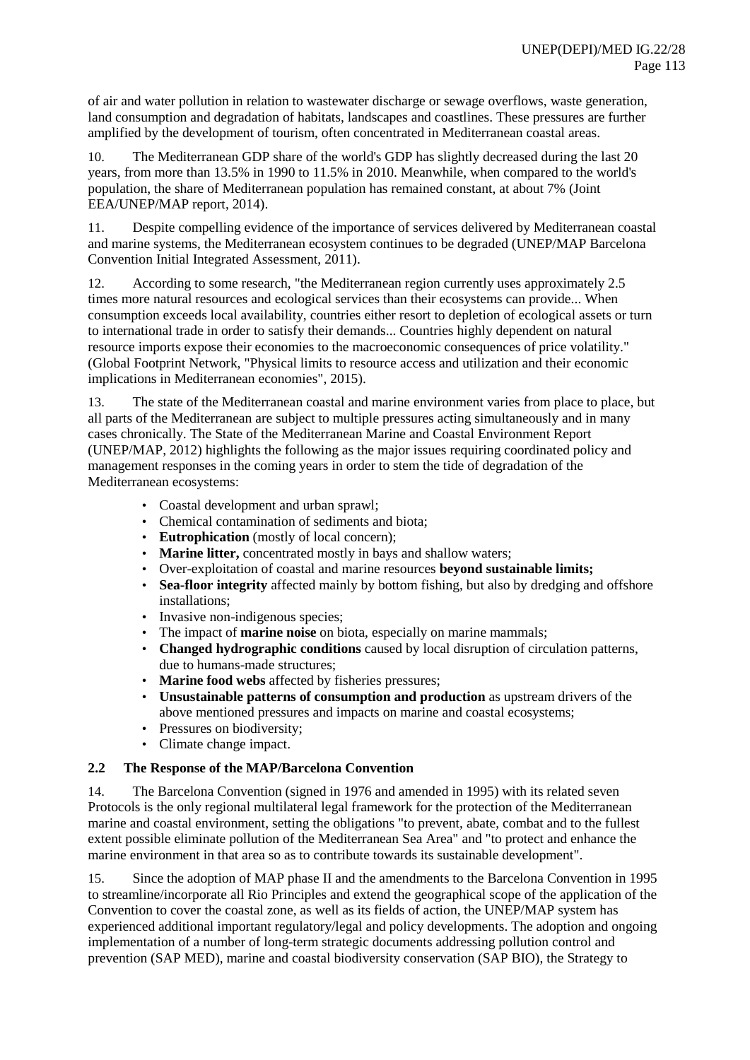of air and water pollution in relation to wastewater discharge or sewage overflows, waste generation, land consumption and degradation of habitats, landscapes and coastlines. These pressures are further amplified by the development of tourism, often concentrated in Mediterranean coastal areas.

10. The Mediterranean GDP share of the world's GDP has slightly decreased during the last 20 years, from more than 13.5% in 1990 to 11.5% in 2010. Meanwhile, when compared to the world's population, the share of Mediterranean population has remained constant, at about 7% (Joint EEA/UNEP/MAP report, 2014).

11. Despite compelling evidence of the importance of services delivered by Mediterranean coastal and marine systems, the Mediterranean ecosystem continues to be degraded (UNEP/MAP Barcelona Convention Initial Integrated Assessment, 2011).

12. According to some research, "the Mediterranean region currently uses approximately 2.5 times more natural resources and ecological services than their ecosystems can provide... When consumption exceeds local availability, countries either resort to depletion of ecological assets or turn to international trade in order to satisfy their demands... Countries highly dependent on natural resource imports expose their economies to the macroeconomic consequences of price volatility." (Global Footprint Network, "Physical limits to resource access and utilization and their economic implications in Mediterranean economies", 2015).

13. The state of the Mediterranean coastal and marine environment varies from place to place, but all parts of the Mediterranean are subject to multiple pressures acting simultaneously and in many cases chronically. The State of the Mediterranean Marine and Coastal Environment Report (UNEP/MAP, 2012) highlights the following as the major issues requiring coordinated policy and management responses in the coming years in order to stem the tide of degradation of the Mediterranean ecosystems:

- Coastal development and urban sprawl;
- Chemical contamination of sediments and biota;
- **Eutrophication** (mostly of local concern);
- **Marine litter,** concentrated mostly in bays and shallow waters;
- Over-exploitation of coastal and marine resources **beyond sustainable limits;**
- **Sea-floor integrity** affected mainly by bottom fishing, but also by dredging and offshore installations;
- Invasive non-indigenous species;
- The impact of **marine noise** on biota, especially on marine mammals;
- **Changed hydrographic conditions** caused by local disruption of circulation patterns, due to humans-made structures;
- **Marine food webs** affected by fisheries pressures;
- **Unsustainable patterns of consumption and production** as upstream drivers of the above mentioned pressures and impacts on marine and coastal ecosystems;
- Pressures on biodiversity;
- Climate change impact.

### 2.2 The Response of the MAP/Barcelona Convention

14. The Barcelona Convention (signed in 1976 and amended in 1995) with its related seven Protocols is the only regional multilateral legal framework for the protection of the Mediterranean marine and coastal environment, setting the obligations "to prevent, abate, combat and to the fullest extent possible eliminate pollution of the Mediterranean Sea Area" and "to protect and enhance the marine environment in that area so as to contribute towards its sustainable development".

15. Since the adoption of MAP phase II and the amendments to the Barcelona Convention in 1995 to streamline/incorporate all Rio Principles and extend the geographical scope of the application of the Convention to cover the coastal zone, as well as its fields of action, the UNEP/MAP system has experienced additional important regulatory/legal and policy developments. The adoption and ongoing implementation of a number of long-term strategic documents addressing pollution control and prevention (SAP MED), marine and coastal biodiversity conservation (SAP BIO), the Strategy to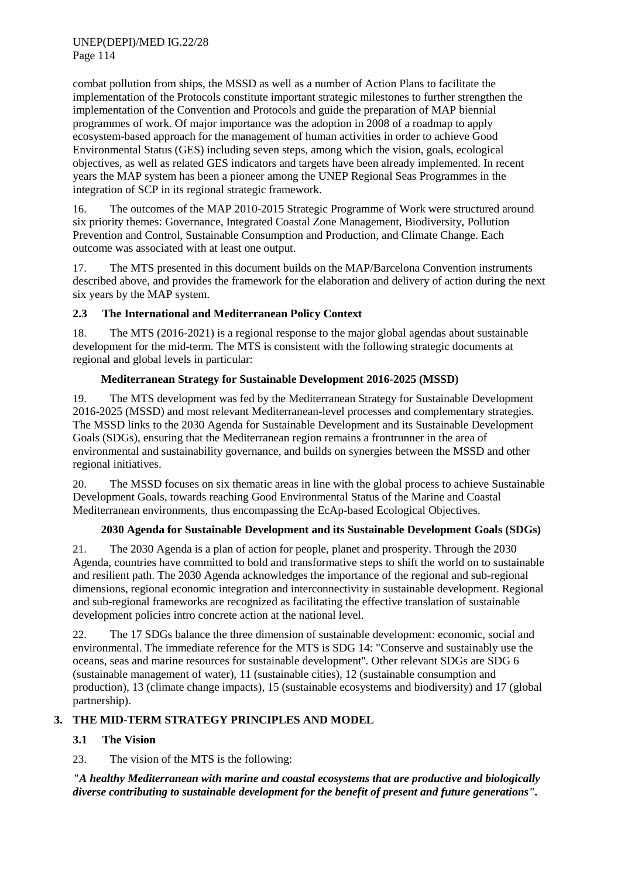combat pollution from ships, the MSSD as well as a number of Action Plans to facilitate the implementation of the Protocols constitute important strategic milestones to further strengthen the implementation of the Convention and Protocols and guide the preparation of MAP biennial programmes of work. Of major importance was the adoption in 2008 of a roadmap to apply ecosystem-based approach for the management of human activities in order to achieve Good Environmental Status (GES) including seven steps, among which the vision, goals, ecological objectives, as well as related GES indicators and targets have been already implemented. In recent years the MAP system has been a pioneer among the UNEP Regional Seas Programmes in the integration of SCP in its regional strategic framework.

16. The outcomes of the MAP 2010-2015 Strategic Programme of Work were structured around six priority themes: Governance, Integrated Coastal Zone Management, Biodiversity, Pollution Prevention and Control, Sustainable Consumption and Production, and Climate Change. Each outcome was associated with at least one output.

17. The MTS presented in this document builds on the MAP/Barcelona Convention instruments described above, and provides the framework for the elaboration and delivery of action during the next six years by the MAP system.

### 2.3 The International and Mediterranean Policy Context

18. The MTS (2016-2021) is a regional response to the major global agendas about sustainable development for the mid-term. The MTS is consistent with the following strategic documents at regional and global levels in particular:

**Mediterranean Strategy for Sustainable Development 2016-2025 (MSSD)**

19. The MTS development was fed by the Mediterranean Strategy for Sustainable Development 2016-2025 (MSSD) and most relevant Mediterranean-level processes and complementary strategies. The MSSD links to the 2030 Agenda for Sustainable Development and its Sustainable Development Goals (SDGs), ensuring that the Mediterranean region remains a frontrunner in the area of environmental and sustainability governance, and builds on synergies between the MSSD and other regional initiatives.

20. The MSSD focuses on six thematic areas in line with the global process to achieve Sustainable Development Goals, towards reaching Good Environmental Status of the Marine and Coastal Mediterranean environments, thus encompassing the EcAp-based Ecological Objectives.

**2030 Agenda for Sustainable Development and its Sustainable Development Goals (SDGs)**

21. The 2030 Agenda is a plan of action for people, planet and prosperity. Through the 2030 Agenda, countries have committed to bold and transformative steps to shift the world on to sustainable and resilient path. The 2030 Agenda acknowledges the importance of the regional and sub-regional dimensions, regional economic integration and interconnectivity in sustainable development. Regional and sub-regional frameworks are recognized as facilitating the effective translation of sustainable development policies intro concrete action at the national level.

22. The 17 SDGs balance the three dimension of sustainable development: economic, social and environmental. The immediate reference for the MTS is SDG 14: "Conserve and sustainably use the oceans, seas and marine resources for sustainable development". Other relevant SDGs are SDG 6 (sustainable management of water), 11 (sustainable cities), 12 (sustainable consumption and production), 13 (climate change impacts), 15 (sustainable ecosystems and biodiversity) and 17 (global partnership).

## 3. THE MID-TERM STRATEGY PRINCIPLES AND MODEL

### 3.1 The Vision

23. The vision of the MTS is the following:

***"A healthy Mediterranean with marine and coastal ecosystems that are productive and biologically diverse contributing to sustainable development for the benefit of present and future generations".***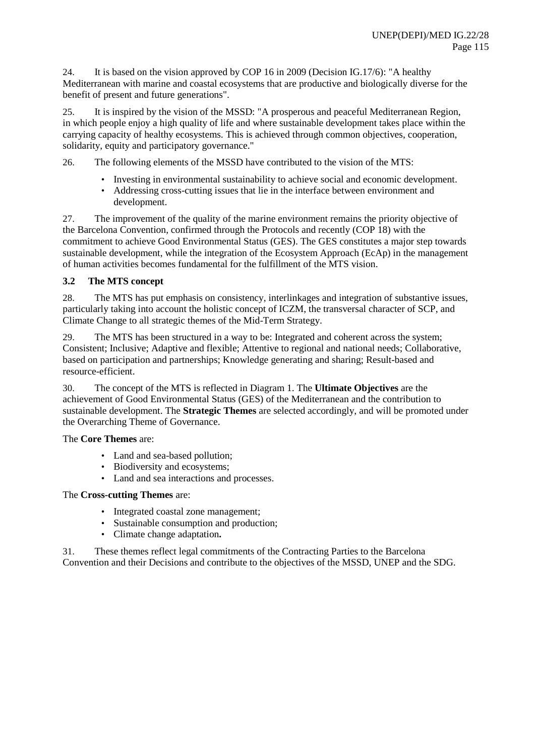24. It is based on the vision approved by COP 16 in 2009 (Decision IG.17/6): "A healthy Mediterranean with marine and coastal ecosystems that are productive and biologically diverse for the benefit of present and future generations".

25. It is inspired by the vision of the MSSD: "A prosperous and peaceful Mediterranean Region, in which people enjoy a high quality of life and where sustainable development takes place within the carrying capacity of healthy ecosystems. This is achieved through common objectives, cooperation, solidarity, equity and participatory governance."

26. The following elements of the MSSD have contributed to the vision of the MTS:

- Investing in environmental sustainability to achieve social and economic development.
- Addressing cross-cutting issues that lie in the interface between environment and development.

27. The improvement of the quality of the marine environment remains the priority objective of the Barcelona Convention, confirmed through the Protocols and recently (COP 18) with the commitment to achieve Good Environmental Status (GES). The GES constitutes a major step towards sustainable development, while the integration of the Ecosystem Approach (EcAp) in the management of human activities becomes fundamental for the fulfillment of the MTS vision.

### 3.2 The MTS concept

28. The MTS has put emphasis on consistency, interlinkages and integration of substantive issues, particularly taking into account the holistic concept of ICZM, the transversal character of SCP, and Climate Change to all strategic themes of the Mid-Term Strategy.

29. The MTS has been structured in a way to be: Integrated and coherent across the system; Consistent; Inclusive; Adaptive and flexible; Attentive to regional and national needs; Collaborative, based on participation and partnerships; Knowledge generating and sharing; Result-based and resource-efficient.

30. The concept of the MTS is reflected in Diagram 1. The **Ultimate Objectives** are the achievement of Good Environmental Status (GES) of the Mediterranean and the contribution to sustainable development. The **Strategic Themes** are selected accordingly, and will be promoted under the Overarching Theme of Governance.

The **Core Themes** are:

- Land and sea-based pollution;
- Biodiversity and ecosystems;
- Land and sea interactions and processes.

The **Cross-cutting Themes** are:

- Integrated coastal zone management;
- Sustainable consumption and production;
- Climate change adaptation**.**

31. These themes reflect legal commitments of the Contracting Parties to the Barcelona Convention and their Decisions and contribute to the objectives of the MSSD, UNEP and the SDG.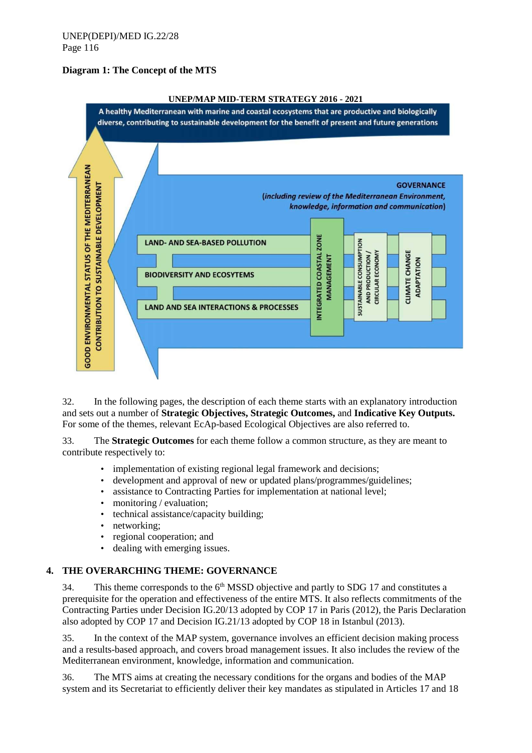**Diagram 1: The Concept of the MTS**

UNEP/MAP MID-TERM STRATEGY 2016 - 2021

A healthy Mediterranean with marine and coastal ecosystems that are productive and biologically diverse, contributing to sustainable development for the benefit of present and future generations

GOOD ENVIRONMENTAL STATUS OF THE MEDITERRANEAN CONTRIBUTION TO SUSTAINABLE DEVELOPMENT

GOVERNANCE (*including review of the Mediterranean Environment, knowledge, information and communication*)

LAND- AND SEA-BASED POLLUTION

BIODIVERSITY AND ECOSYTEMS

LAND AND SEA INTERACTIONS & PROCESSES

INTEGRATED COASTAL ZONE MANAGEMENT

SUSTAINABLE CONSUMPTION AND PRODUCTION / CIRCULAR ECONOMY

CLIMATE CHANGE ADAPTATION

32. In the following pages, the description of each theme starts with an explanatory introduction and sets out a number of **Strategic Objectives, Strategic Outcomes,** and **Indicative Key Outputs.** For some of the themes, relevant EcAp-based Ecological Objectives are also referred to.

33. The **Strategic Outcomes** for each theme follow a common structure, as they are meant to contribute respectively to:

- implementation of existing regional legal framework and decisions;
- development and approval of new or updated plans/programmes/guidelines;
- assistance to Contracting Parties for implementation at national level;
- monitoring / evaluation;
- technical assistance/capacity building;
- networking;
- regional cooperation; and
- dealing with emerging issues.

## 4. THE OVERARCHING THEME: GOVERNANCE

34. This theme corresponds to the 6th MSSD objective and partly to SDG 17 and constitutes a prerequisite for the operation and effectiveness of the entire MTS. It also reflects commitments of the Contracting Parties under Decision IG.20/13 adopted by COP 17 in Paris (2012), the Paris Declaration also adopted by COP 17 and Decision IG.21/13 adopted by COP 18 in Istanbul (2013).

35. In the context of the MAP system, governance involves an efficient decision making process and a results-based approach, and covers broad management issues. It also includes the review of the Mediterranean environment, knowledge, information and communication.

36. The MTS aims at creating the necessary conditions for the organs and bodies of the MAP system and its Secretariat to efficiently deliver their key mandates as stipulated in Articles 17 and 18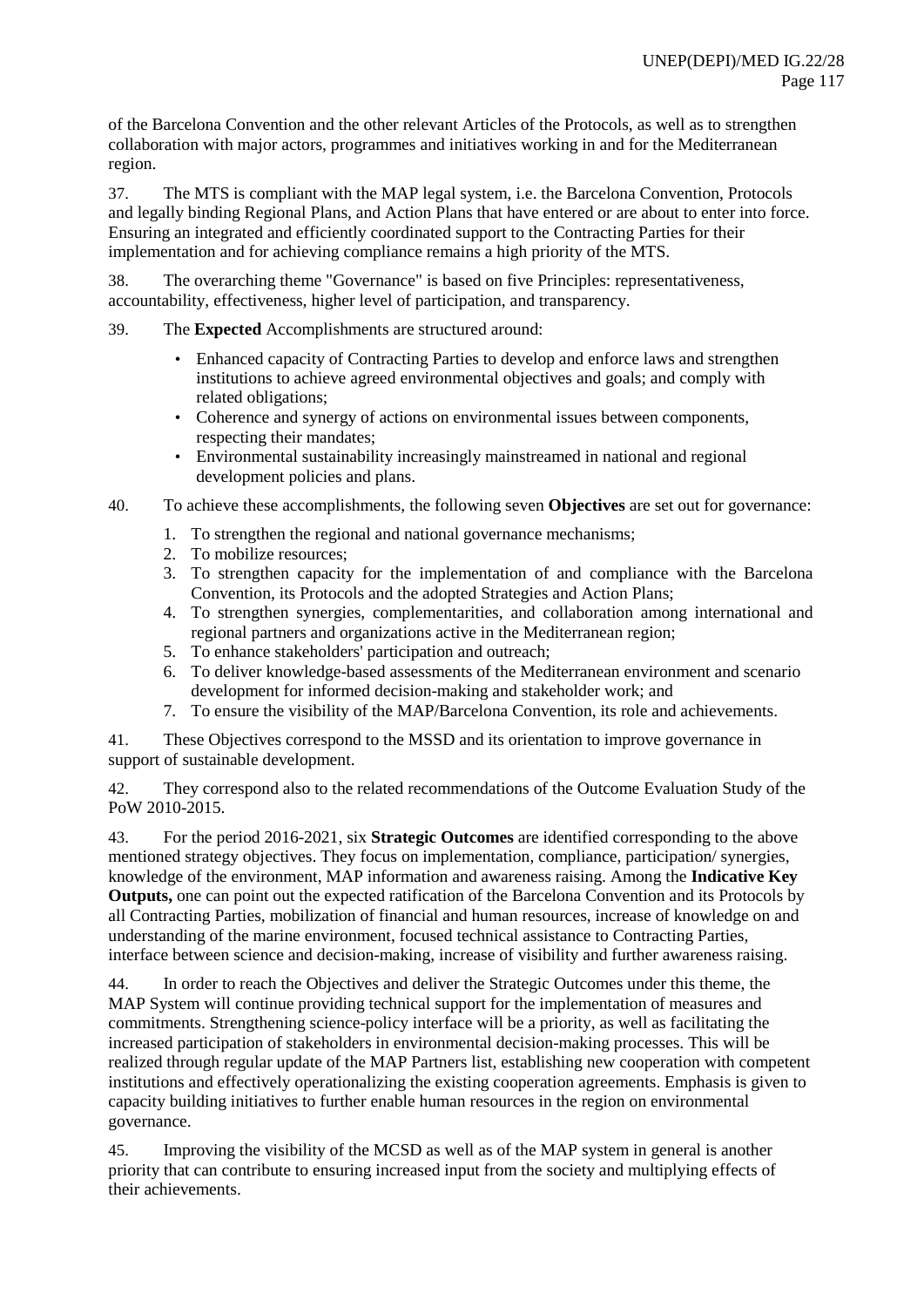of the Barcelona Convention and the other relevant Articles of the Protocols, as well as to strengthen collaboration with major actors, programmes and initiatives working in and for the Mediterranean region.

37. The MTS is compliant with the MAP legal system, i.e. the Barcelona Convention, Protocols and legally binding Regional Plans, and Action Plans that have entered or are about to enter into force. Ensuring an integrated and efficiently coordinated support to the Contracting Parties for their implementation and for achieving compliance remains a high priority of the MTS.

38. The overarching theme "Governance" is based on five Principles: representativeness, accountability, effectiveness, higher level of participation, and transparency.

39. The **Expected** Accomplishments are structured around:

- Enhanced capacity of Contracting Parties to develop and enforce laws and strengthen institutions to achieve agreed environmental objectives and goals; and comply with related obligations;
- Coherence and synergy of actions on environmental issues between components, respecting their mandates;
- Environmental sustainability increasingly mainstreamed in national and regional development policies and plans.

40. To achieve these accomplishments, the following seven **Objectives** are set out for governance:

1. To strengthen the regional and national governance mechanisms;
2. To mobilize resources;
3. To strengthen capacity for the implementation of and compliance with the Barcelona Convention, its Protocols and the adopted Strategies and Action Plans;
4. To strengthen synergies, complementarities, and collaboration among international and regional partners and organizations active in the Mediterranean region;
5. To enhance stakeholders' participation and outreach;
6. To deliver knowledge-based assessments of the Mediterranean environment and scenario development for informed decision-making and stakeholder work; and
7. To ensure the visibility of the MAP/Barcelona Convention, its role and achievements.

41. These Objectives correspond to the MSSD and its orientation to improve governance in support of sustainable development.

42. They correspond also to the related recommendations of the Outcome Evaluation Study of the PoW 2010-2015.

43. For the period 2016-2021, six **Strategic Outcomes** are identified corresponding to the above mentioned strategy objectives. They focus on implementation, compliance, participation/ synergies, knowledge of the environment, MAP information and awareness raising. Among the **Indicative Key Outputs,** one can point out the expected ratification of the Barcelona Convention and its Protocols by all Contracting Parties, mobilization of financial and human resources, increase of knowledge on and understanding of the marine environment, focused technical assistance to Contracting Parties, interface between science and decision-making, increase of visibility and further awareness raising.

44. In order to reach the Objectives and deliver the Strategic Outcomes under this theme, the MAP System will continue providing technical support for the implementation of measures and commitments. Strengthening science-policy interface will be a priority, as well as facilitating the increased participation of stakeholders in environmental decision-making processes. This will be realized through regular update of the MAP Partners list, establishing new cooperation with competent institutions and effectively operationalizing the existing cooperation agreements. Emphasis is given to capacity building initiatives to further enable human resources in the region on environmental governance.

45. Improving the visibility of the MCSD as well as of the MAP system in general is another priority that can contribute to ensuring increased input from the society and multiplying effects of their achievements.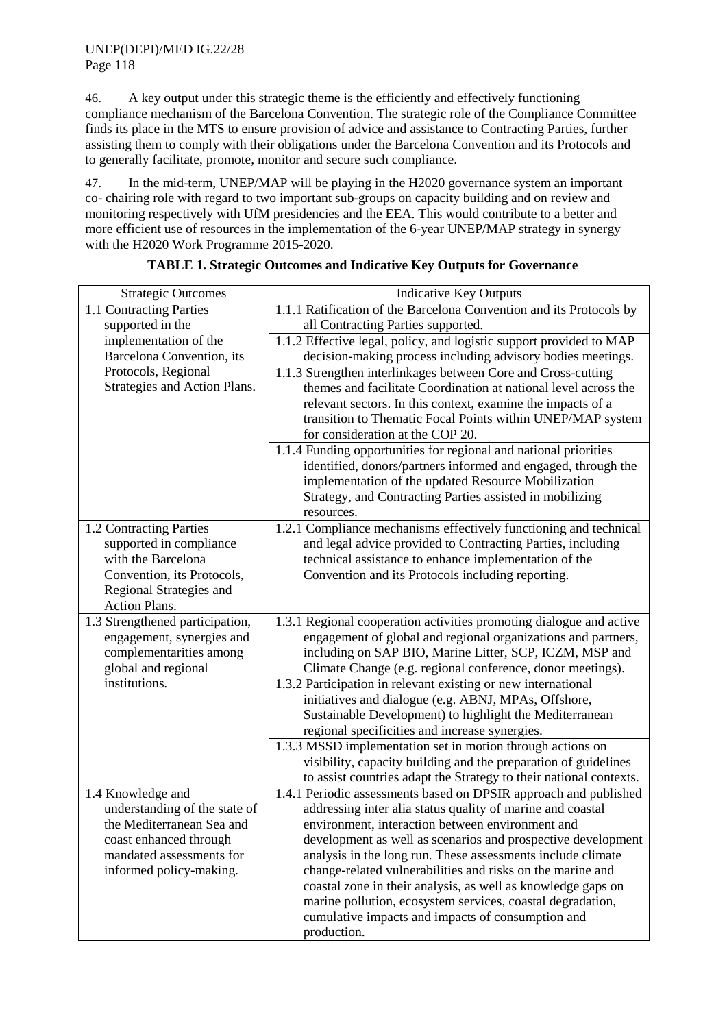46. A key output under this strategic theme is the efficiently and effectively functioning compliance mechanism of the Barcelona Convention. The strategic role of the Compliance Committee finds its place in the MTS to ensure provision of advice and assistance to Contracting Parties, further assisting them to comply with their obligations under the Barcelona Convention and its Protocols and to generally facilitate, promote, monitor and secure such compliance.

47. In the mid-term, UNEP/MAP will be playing in the H2020 governance system an important co- chairing role with regard to two important sub-groups on capacity building and on review and monitoring respectively with UfM presidencies and the EEA. This would contribute to a better and more efficient use of resources in the implementation of the 6-year UNEP/MAP strategy in synergy with the H2020 Work Programme 2015-2020.

**TABLE 1. Strategic Outcomes and Indicative Key Outputs for Governance**

| Strategic Outcomes | Indicative Key Outputs |
|---|---|
| 1.1 Contracting Parties supported in the implementation of the Barcelona Convention, its Protocols, Regional Strategies and Action Plans. | 1.1.1 Ratification of the Barcelona Convention and its Protocols by all Contracting Parties supported. |
| | 1.1.2 Effective legal, policy, and logistic support provided to MAP decision-making process including advisory bodies meetings. |
| | 1.1.3 Strengthen interlinkages between Core and Cross-cutting themes and facilitate Coordination at national level across the relevant sectors. In this context, examine the impacts of a transition to Thematic Focal Points within UNEP/MAP system for consideration at the COP 20. |
| | 1.1.4 Funding opportunities for regional and national priorities identified, donors/partners informed and engaged, through the implementation of the updated Resource Mobilization Strategy, and Contracting Parties assisted in mobilizing resources. |
| 1.2 Contracting Parties supported in compliance with the Barcelona Convention, its Protocols, Regional Strategies and Action Plans. | 1.2.1 Compliance mechanisms effectively functioning and technical and legal advice provided to Contracting Parties, including technical assistance to enhance implementation of the Convention and its Protocols including reporting. |
| 1.3 Strengthened participation, engagement, synergies and complementarities among global and regional institutions. | 1.3.1 Regional cooperation activities promoting dialogue and active engagement of global and regional organizations and partners, including on SAP BIO, Marine Litter, SCP, ICZM, MSP and Climate Change (e.g. regional conference, donor meetings). |
| | 1.3.2 Participation in relevant existing or new international initiatives and dialogue (e.g. ABNJ, MPAs, Offshore, Sustainable Development) to highlight the Mediterranean regional specificities and increase synergies. |
| | 1.3.3 MSSD implementation set in motion through actions on visibility, capacity building and the preparation of guidelines to assist countries adapt the Strategy to their national contexts. |
| 1.4 Knowledge and understanding of the state of the Mediterranean Sea and coast enhanced through mandated assessments for informed policy-making. | 1.4.1 Periodic assessments based on DPSIR approach and published addressing inter alia status quality of marine and coastal environment, interaction between environment and development as well as scenarios and prospective development analysis in the long run. These assessments include climate change-related vulnerabilities and risks on the marine and coastal zone in their analysis, as well as knowledge gaps on marine pollution, ecosystem services, coastal degradation, cumulative impacts and impacts of consumption and production. |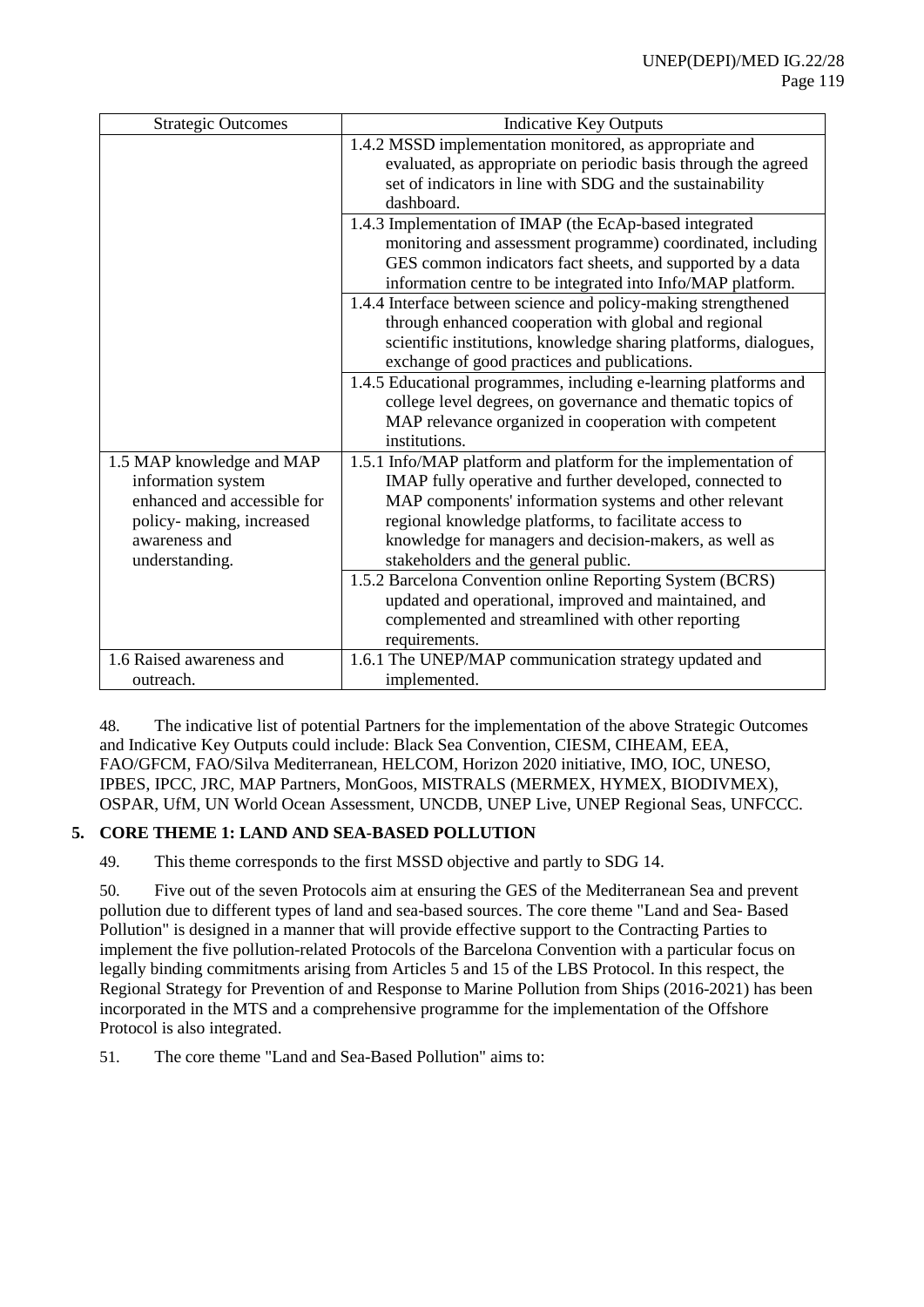| Strategic Outcomes | Indicative Key Outputs |
| --- | --- |
| | 1.4.2 MSSD implementation monitored, as appropriate and evaluated, as appropriate on periodic basis through the agreed set of indicators in line with SDG and the sustainability dashboard. |
| | 1.4.3 Implementation of IMAP (the EcAp-based integrated monitoring and assessment programme) coordinated, including GES common indicators fact sheets, and supported by a data information centre to be integrated into Info/MAP platform. |
| | 1.4.4 Interface between science and policy-making strengthened through enhanced cooperation with global and regional scientific institutions, knowledge sharing platforms, dialogues, exchange of good practices and publications. |
| | 1.4.5 Educational programmes, including e-learning platforms and college level degrees, on governance and thematic topics of MAP relevance organized in cooperation with competent institutions. |
| 1.5 MAP knowledge and MAP information system enhanced and accessible for policy- making, increased awareness and understanding. | 1.5.1 Info/MAP platform and platform for the implementation of IMAP fully operative and further developed, connected to MAP components' information systems and other relevant regional knowledge platforms, to facilitate access to knowledge for managers and decision-makers, as well as stakeholders and the general public. |
| | 1.5.2 Barcelona Convention online Reporting System (BCRS) updated and operational, improved and maintained, and complemented and streamlined with other reporting requirements. |
| 1.6 Raised awareness and outreach. | 1.6.1 The UNEP/MAP communication strategy updated and implemented. |

48. The indicative list of potential Partners for the implementation of the above Strategic Outcomes and Indicative Key Outputs could include: Black Sea Convention, CIESM, CIHEAM, EEA, FAO/GFCM, FAO/Silva Mediterranean, HELCOM, Horizon 2020 initiative, IMO, IOC, UNESO, IPBES, IPCC, JRC, MAP Partners, MonGoos, MISTRALS (MERMEX, HYMEX, BIODIVMEX), OSPAR, UfM, UN World Ocean Assessment, UNCDB, UNEP Live, UNEP Regional Seas, UNFCCC.

## 5. CORE THEME 1: LAND AND SEA-BASED POLLUTION

49. This theme corresponds to the first MSSD objective and partly to SDG 14.

50. Five out of the seven Protocols aim at ensuring the GES of the Mediterranean Sea and prevent pollution due to different types of land and sea-based sources. The core theme "Land and Sea- Based Pollution" is designed in a manner that will provide effective support to the Contracting Parties to implement the five pollution-related Protocols of the Barcelona Convention with a particular focus on legally binding commitments arising from Articles 5 and 15 of the LBS Protocol. In this respect, the Regional Strategy for Prevention of and Response to Marine Pollution from Ships (2016-2021) has been incorporated in the MTS and a comprehensive programme for the implementation of the Offshore Protocol is also integrated.

51. The core theme "Land and Sea-Based Pollution" aims to: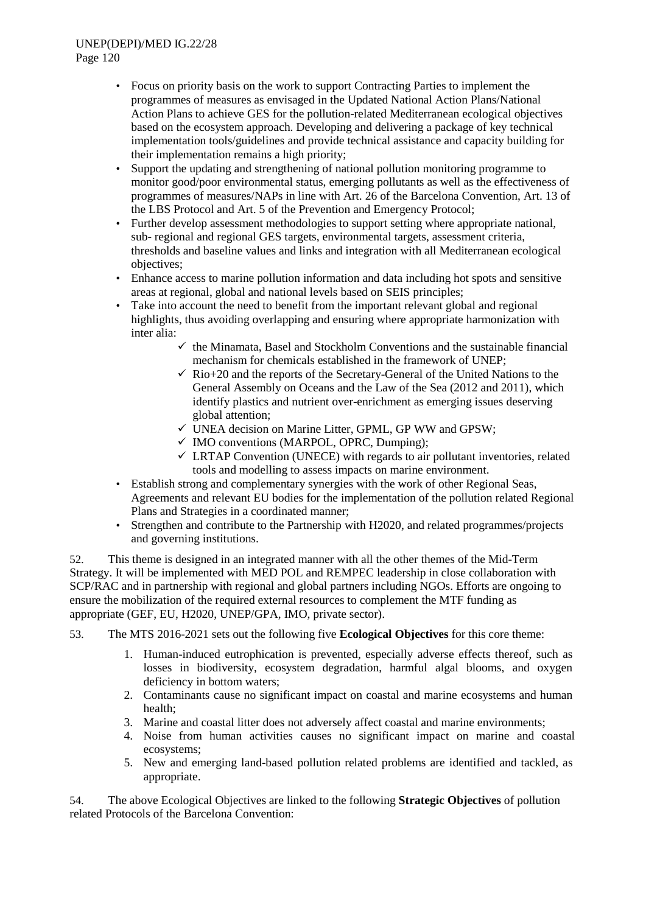- Focus on priority basis on the work to support Contracting Parties to implement the programmes of measures as envisaged in the Updated National Action Plans/National Action Plans to achieve GES for the pollution-related Mediterranean ecological objectives based on the ecosystem approach. Developing and delivering a package of key technical implementation tools/guidelines and provide technical assistance and capacity building for their implementation remains a high priority;
- Support the updating and strengthening of national pollution monitoring programme to monitor good/poor environmental status, emerging pollutants as well as the effectiveness of programmes of measures/NAPs in line with Art. 26 of the Barcelona Convention, Art. 13 of the LBS Protocol and Art. 5 of the Prevention and Emergency Protocol;
- Further develop assessment methodologies to support setting where appropriate national, sub- regional and regional GES targets, environmental targets, assessment criteria, thresholds and baseline values and links and integration with all Mediterranean ecological objectives;
- Enhance access to marine pollution information and data including hot spots and sensitive areas at regional, global and national levels based on SEIS principles;
- Take into account the need to benefit from the important relevant global and regional highlights, thus avoiding overlapping and ensuring where appropriate harmonization with inter alia:
  - ✓ the Minamata, Basel and Stockholm Conventions and the sustainable financial mechanism for chemicals established in the framework of UNEP;
  - ✓ Rio+20 and the reports of the Secretary-General of the United Nations to the General Assembly on Oceans and the Law of the Sea (2012 and 2011), which identify plastics and nutrient over-enrichment as emerging issues deserving global attention;
  - ✓ UNEA decision on Marine Litter, GPML, GP WW and GPSW;
  - ✓ IMO conventions (MARPOL, OPRC, Dumping);
  - ✓ LRTAP Convention (UNECE) with regards to air pollutant inventories, related tools and modelling to assess impacts on marine environment.
- Establish strong and complementary synergies with the work of other Regional Seas, Agreements and relevant EU bodies for the implementation of the pollution related Regional Plans and Strategies in a coordinated manner;
- Strengthen and contribute to the Partnership with H2020, and related programmes/projects and governing institutions.

52. This theme is designed in an integrated manner with all the other themes of the Mid-Term Strategy. It will be implemented with MED POL and REMPEC leadership in close collaboration with SCP/RAC and in partnership with regional and global partners including NGOs. Efforts are ongoing to ensure the mobilization of the required external resources to complement the MTF funding as appropriate (GEF, EU, H2020, UNEP/GPA, IMO, private sector).

53. The MTS 2016-2021 sets out the following five **Ecological Objectives** for this core theme:

1. Human-induced eutrophication is prevented, especially adverse effects thereof, such as losses in biodiversity, ecosystem degradation, harmful algal blooms, and oxygen deficiency in bottom waters;
2. Contaminants cause no significant impact on coastal and marine ecosystems and human health;
3. Marine and coastal litter does not adversely affect coastal and marine environments;
4. Noise from human activities causes no significant impact on marine and coastal ecosystems;
5. New and emerging land-based pollution related problems are identified and tackled, as appropriate.

54. The above Ecological Objectives are linked to the following **Strategic Objectives** of pollution related Protocols of the Barcelona Convention: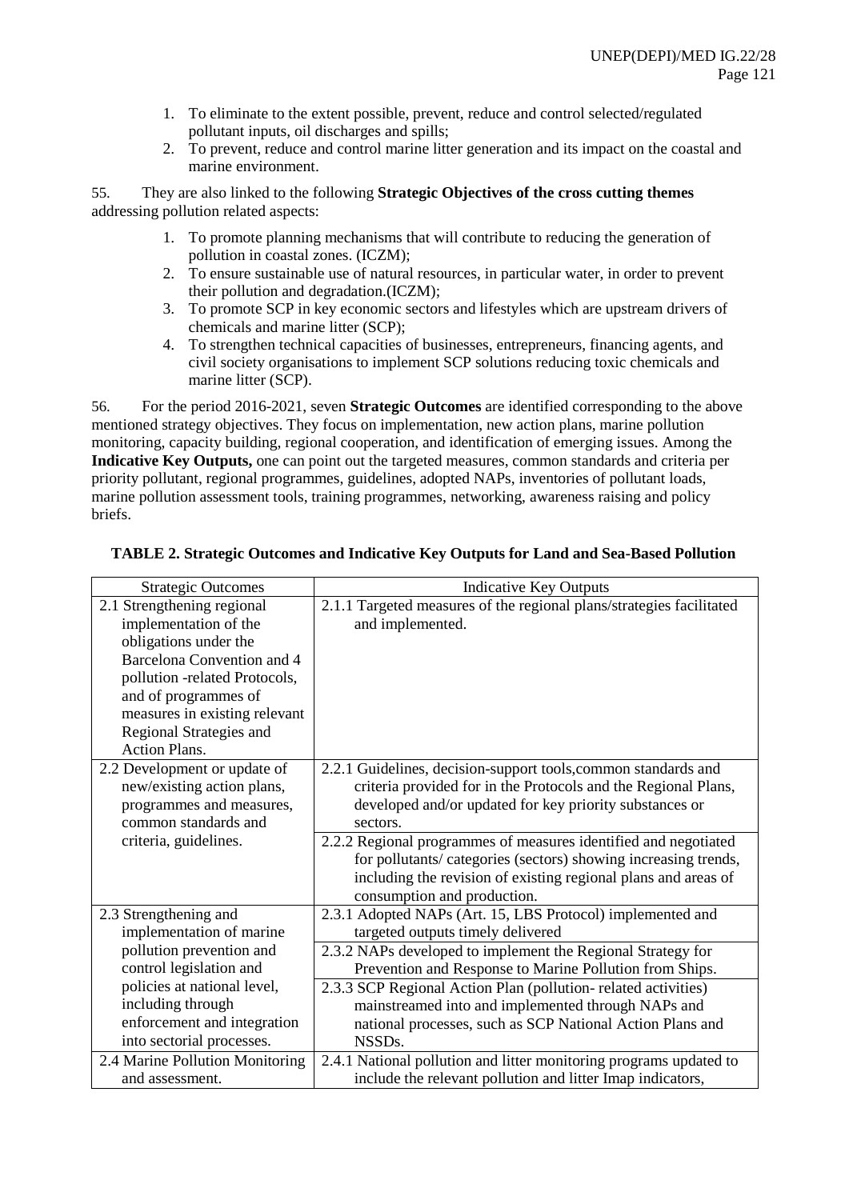1. To eliminate to the extent possible, prevent, reduce and control selected/regulated pollutant inputs, oil discharges and spills;
2. To prevent, reduce and control marine litter generation and its impact on the coastal and marine environment.

55. They are also linked to the following **Strategic Objectives of the cross cutting themes** addressing pollution related aspects:

1. To promote planning mechanisms that will contribute to reducing the generation of pollution in coastal zones. (ICZM);
2. To ensure sustainable use of natural resources, in particular water, in order to prevent their pollution and degradation.(ICZM);
3. To promote SCP in key economic sectors and lifestyles which are upstream drivers of chemicals and marine litter (SCP);
4. To strengthen technical capacities of businesses, entrepreneurs, financing agents, and civil society organisations to implement SCP solutions reducing toxic chemicals and marine litter (SCP).

56. For the period 2016-2021, seven **Strategic Outcomes** are identified corresponding to the above mentioned strategy objectives. They focus on implementation, new action plans, marine pollution monitoring, capacity building, regional cooperation, and identification of emerging issues. Among the **Indicative Key Outputs,** one can point out the targeted measures, common standards and criteria per priority pollutant, regional programmes, guidelines, adopted NAPs, inventories of pollutant loads, marine pollution assessment tools, training programmes, networking, awareness raising and policy briefs.

**TABLE 2. Strategic Outcomes and Indicative Key Outputs for Land and Sea-Based Pollution**

| Strategic Outcomes | Indicative Key Outputs |
|---|---|
| 2.1 Strengthening regional implementation of the obligations under the Barcelona Convention and 4 pollution -related Protocols, and of programmes of measures in existing relevant Regional Strategies and Action Plans. | 2.1.1 Targeted measures of the regional plans/strategies facilitated and implemented. |
| 2.2 Development or update of new/existing action plans, programmes and measures, common standards and criteria, guidelines. | 2.2.1 Guidelines, decision-support tools,common standards and criteria provided for in the Protocols and the Regional Plans, developed and/or updated for key priority substances or sectors. |
| | 2.2.2 Regional programmes of measures identified and negotiated for pollutants/ categories (sectors) showing increasing trends, including the revision of existing regional plans and areas of consumption and production. |
| 2.3 Strengthening and implementation of marine pollution prevention and control legislation and policies at national level, including through enforcement and integration into sectorial processes. | 2.3.1 Adopted NAPs (Art. 15, LBS Protocol) implemented and targeted outputs timely delivered |
| | 2.3.2 NAPs developed to implement the Regional Strategy for Prevention and Response to Marine Pollution from Ships. |
| | 2.3.3 SCP Regional Action Plan (pollution- related activities) mainstreamed into and implemented through NAPs and national processes, such as SCP National Action Plans and NSSDs. |
| 2.4 Marine Pollution Monitoring and assessment. | 2.4.1 National pollution and litter monitoring programs updated to include the relevant pollution and litter Imap indicators, |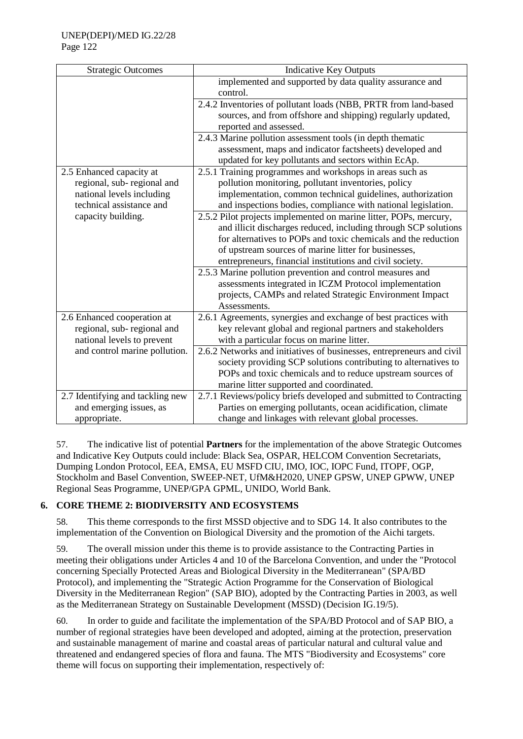| Strategic Outcomes | Indicative Key Outputs |
|---|---|
| | implemented and supported by data quality assurance and control. |
| | 2.4.2 Inventories of pollutant loads (NBB, PRTR from land-based sources, and from offshore and shipping) regularly updated, reported and assessed. |
| | 2.4.3 Marine pollution assessment tools (in depth thematic assessment, maps and indicator factsheets) developed and updated for key pollutants and sectors within EcAp. |
| 2.5 Enhanced capacity at regional, sub- regional and national levels including technical assistance and capacity building. | 2.5.1 Training programmes and workshops in areas such as pollution monitoring, pollutant inventories, policy implementation, common technical guidelines, authorization and inspections bodies, compliance with national legislation. |
| | 2.5.2 Pilot projects implemented on marine litter, POPs, mercury, and illicit discharges reduced, including through SCP solutions for alternatives to POPs and toxic chemicals and the reduction of upstream sources of marine litter for businesses, entrepreneurs, financial institutions and civil society. |
| | 2.5.3 Marine pollution prevention and control measures and assessments integrated in ICZM Protocol implementation projects, CAMPs and related Strategic Environment Impact Assessments. |
| 2.6 Enhanced cooperation at regional, sub- regional and national levels to prevent and control marine pollution. | 2.6.1 Agreements, synergies and exchange of best practices with key relevant global and regional partners and stakeholders with a particular focus on marine litter. |
| | 2.6.2 Networks and initiatives of businesses, entrepreneurs and civil society providing SCP solutions contributing to alternatives to POPs and toxic chemicals and to reduce upstream sources of marine litter supported and coordinated. |
| 2.7 Identifying and tackling new and emerging issues, as appropriate. | 2.7.1 Reviews/policy briefs developed and submitted to Contracting Parties on emerging pollutants, ocean acidification, climate change and linkages with relevant global processes. |

57. The indicative list of potential **Partners** for the implementation of the above Strategic Outcomes and Indicative Key Outputs could include: Black Sea, OSPAR, HELCOM Convention Secretariats, Dumping London Protocol, EEA, EMSA, EU MSFD CIU, IMO, IOC, IOPC Fund, ITOPF, OGP, Stockholm and Basel Convention, SWEEP-NET, UfM&H2020, UNEP GPSW, UNEP GPWW, UNEP Regional Seas Programme, UNEP/GPA GPML, UNIDO, World Bank.

## 6. CORE THEME 2: BIODIVERSITY AND ECOSYSTEMS

58. This theme corresponds to the first MSSD objective and to SDG 14. It also contributes to the implementation of the Convention on Biological Diversity and the promotion of the Aichi targets.

59. The overall mission under this theme is to provide assistance to the Contracting Parties in meeting their obligations under Articles 4 and 10 of the Barcelona Convention, and under the "Protocol concerning Specially Protected Areas and Biological Diversity in the Mediterranean" (SPA/BD Protocol), and implementing the "Strategic Action Programme for the Conservation of Biological Diversity in the Mediterranean Region" (SAP BIO), adopted by the Contracting Parties in 2003, as well as the Mediterranean Strategy on Sustainable Development (MSSD) (Decision IG.19/5).

60. In order to guide and facilitate the implementation of the SPA/BD Protocol and of SAP BIO, a number of regional strategies have been developed and adopted, aiming at the protection, preservation and sustainable management of marine and coastal areas of particular natural and cultural value and threatened and endangered species of flora and fauna. The MTS "Biodiversity and Ecosystems" core theme will focus on supporting their implementation, respectively of: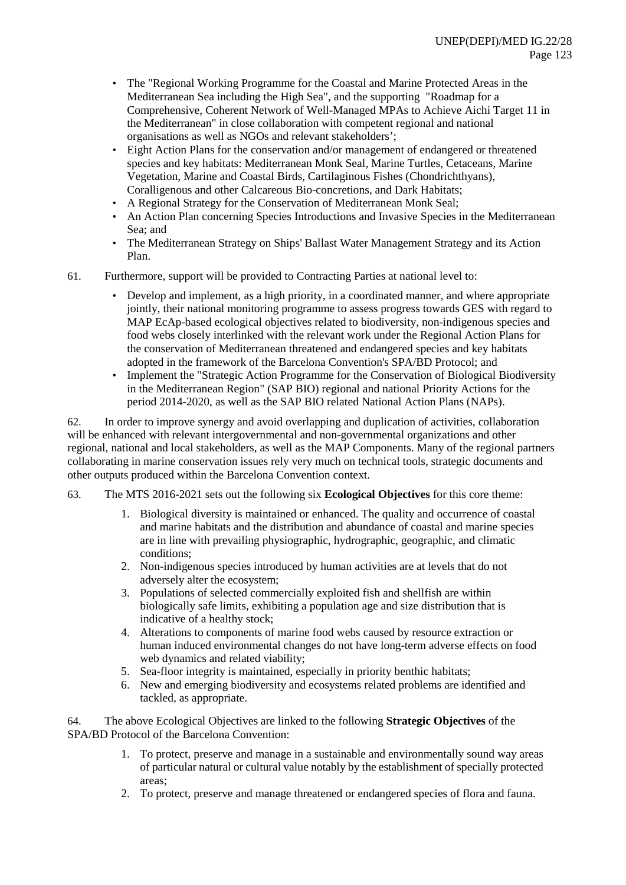- The "Regional Working Programme for the Coastal and Marine Protected Areas in the Mediterranean Sea including the High Sea", and the supporting "Roadmap for a Comprehensive, Coherent Network of Well-Managed MPAs to Achieve Aichi Target 11 in the Mediterranean" in close collaboration with competent regional and national organisations as well as NGOs and relevant stakeholders';
- Eight Action Plans for the conservation and/or management of endangered or threatened species and key habitats: Mediterranean Monk Seal, Marine Turtles, Cetaceans, Marine Vegetation, Marine and Coastal Birds, Cartilaginous Fishes (Chondrichthyans), Coralligenous and other Calcareous Bio-concretions, and Dark Habitats;
- A Regional Strategy for the Conservation of Mediterranean Monk Seal;
- An Action Plan concerning Species Introductions and Invasive Species in the Mediterranean Sea; and
- The Mediterranean Strategy on Ships' Ballast Water Management Strategy and its Action Plan.

61. Furthermore, support will be provided to Contracting Parties at national level to:

- Develop and implement, as a high priority, in a coordinated manner, and where appropriate jointly, their national monitoring programme to assess progress towards GES with regard to MAP EcAp-based ecological objectives related to biodiversity, non-indigenous species and food webs closely interlinked with the relevant work under the Regional Action Plans for the conservation of Mediterranean threatened and endangered species and key habitats adopted in the framework of the Barcelona Convention's SPA/BD Protocol; and
- Implement the "Strategic Action Programme for the Conservation of Biological Biodiversity in the Mediterranean Region" (SAP BIO) regional and national Priority Actions for the period 2014-2020, as well as the SAP BIO related National Action Plans (NAPs).

62. In order to improve synergy and avoid overlapping and duplication of activities, collaboration will be enhanced with relevant intergovernmental and non-governmental organizations and other regional, national and local stakeholders, as well as the MAP Components. Many of the regional partners collaborating in marine conservation issues rely very much on technical tools, strategic documents and other outputs produced within the Barcelona Convention context.

63. The MTS 2016-2021 sets out the following six **Ecological Objectives** for this core theme:

1. Biological diversity is maintained or enhanced. The quality and occurrence of coastal and marine habitats and the distribution and abundance of coastal and marine species are in line with prevailing physiographic, hydrographic, geographic, and climatic conditions;
2. Non-indigenous species introduced by human activities are at levels that do not adversely alter the ecosystem;
3. Populations of selected commercially exploited fish and shellfish are within biologically safe limits, exhibiting a population age and size distribution that is indicative of a healthy stock;
4. Alterations to components of marine food webs caused by resource extraction or human induced environmental changes do not have long-term adverse effects on food web dynamics and related viability;
5. Sea-floor integrity is maintained, especially in priority benthic habitats;
6. New and emerging biodiversity and ecosystems related problems are identified and tackled, as appropriate.

64. The above Ecological Objectives are linked to the following **Strategic Objectives** of the SPA/BD Protocol of the Barcelona Convention:

1. To protect, preserve and manage in a sustainable and environmentally sound way areas of particular natural or cultural value notably by the establishment of specially protected areas;
2. To protect, preserve and manage threatened or endangered species of flora and fauna.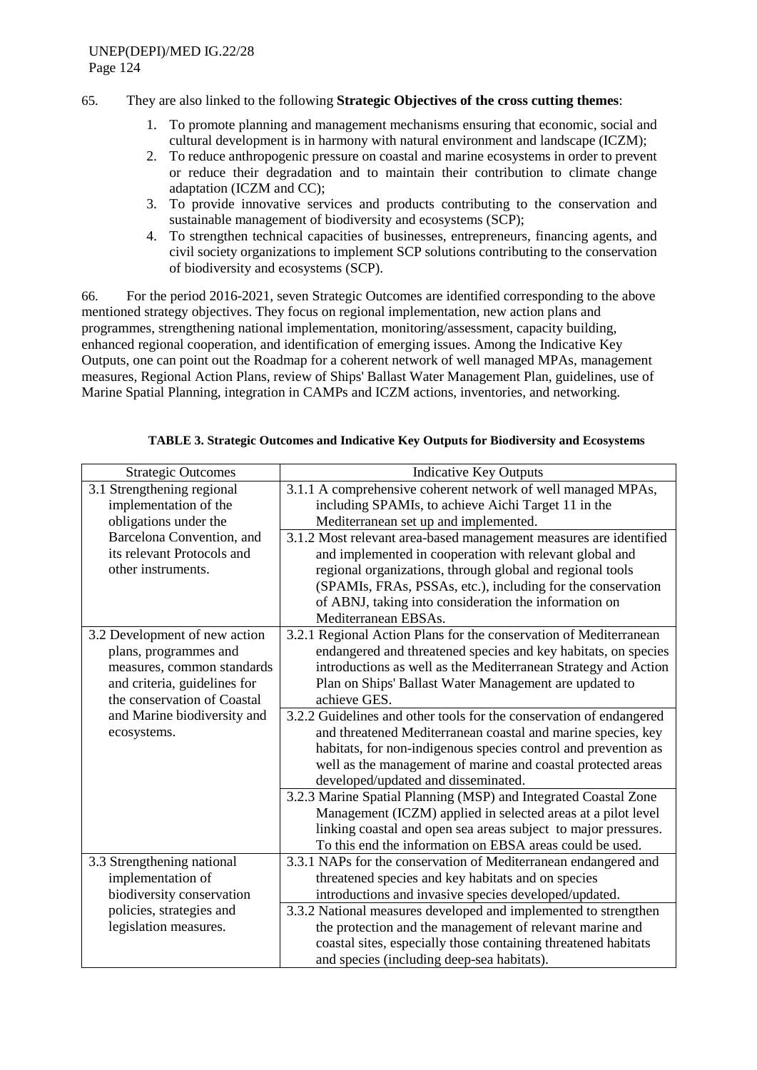65. They are also linked to the following **Strategic Objectives of the cross cutting themes**:

1. To promote planning and management mechanisms ensuring that economic, social and cultural development is in harmony with natural environment and landscape (ICZM);
2. To reduce anthropogenic pressure on coastal and marine ecosystems in order to prevent or reduce their degradation and to maintain their contribution to climate change adaptation (ICZM and CC);
3. To provide innovative services and products contributing to the conservation and sustainable management of biodiversity and ecosystems (SCP);
4. To strengthen technical capacities of businesses, entrepreneurs, financing agents, and civil society organizations to implement SCP solutions contributing to the conservation of biodiversity and ecosystems (SCP).

66. For the period 2016-2021, seven Strategic Outcomes are identified corresponding to the above mentioned strategy objectives. They focus on regional implementation, new action plans and programmes, strengthening national implementation, monitoring/assessment, capacity building, enhanced regional cooperation, and identification of emerging issues. Among the Indicative Key Outputs, one can point out the Roadmap for a coherent network of well managed MPAs, management measures, Regional Action Plans, review of Ships' Ballast Water Management Plan, guidelines, use of Marine Spatial Planning, integration in CAMPs and ICZM actions, inventories, and networking.

**TABLE 3. Strategic Outcomes and Indicative Key Outputs for Biodiversity and Ecosystems**

| Strategic Outcomes | Indicative Key Outputs |
|---|---|
| 3.1 Strengthening regional implementation of the obligations under the Barcelona Convention, and its relevant Protocols and other instruments. | 3.1.1 A comprehensive coherent network of well managed MPAs, including SPAMIs, to achieve Aichi Target 11 in the Mediterranean set up and implemented. |
| | 3.1.2 Most relevant area-based management measures are identified and implemented in cooperation with relevant global and regional organizations, through global and regional tools (SPAMIs, FRAs, PSSAs, etc.), including for the conservation of ABNJ, taking into consideration the information on Mediterranean EBSAs. |
| 3.2 Development of new action plans, programmes and measures, common standards and criteria, guidelines for the conservation of Coastal and Marine biodiversity and ecosystems. | 3.2.1 Regional Action Plans for the conservation of Mediterranean endangered and threatened species and key habitats, on species introductions as well as the Mediterranean Strategy and Action Plan on Ships' Ballast Water Management are updated to achieve GES. |
| | 3.2.2 Guidelines and other tools for the conservation of endangered and threatened Mediterranean coastal and marine species, key habitats, for non-indigenous species control and prevention as well as the management of marine and coastal protected areas developed/updated and disseminated. |
| | 3.2.3 Marine Spatial Planning (MSP) and Integrated Coastal Zone Management (ICZM) applied in selected areas at a pilot level linking coastal and open sea areas subject to major pressures. To this end the information on EBSA areas could be used. |
| 3.3 Strengthening national implementation of biodiversity conservation policies, strategies and legislation measures. | 3.3.1 NAPs for the conservation of Mediterranean endangered and threatened species and key habitats and on species introductions and invasive species developed/updated. |
| | 3.3.2 National measures developed and implemented to strengthen the protection and the management of relevant marine and coastal sites, especially those containing threatened habitats and species (including deep-sea habitats). |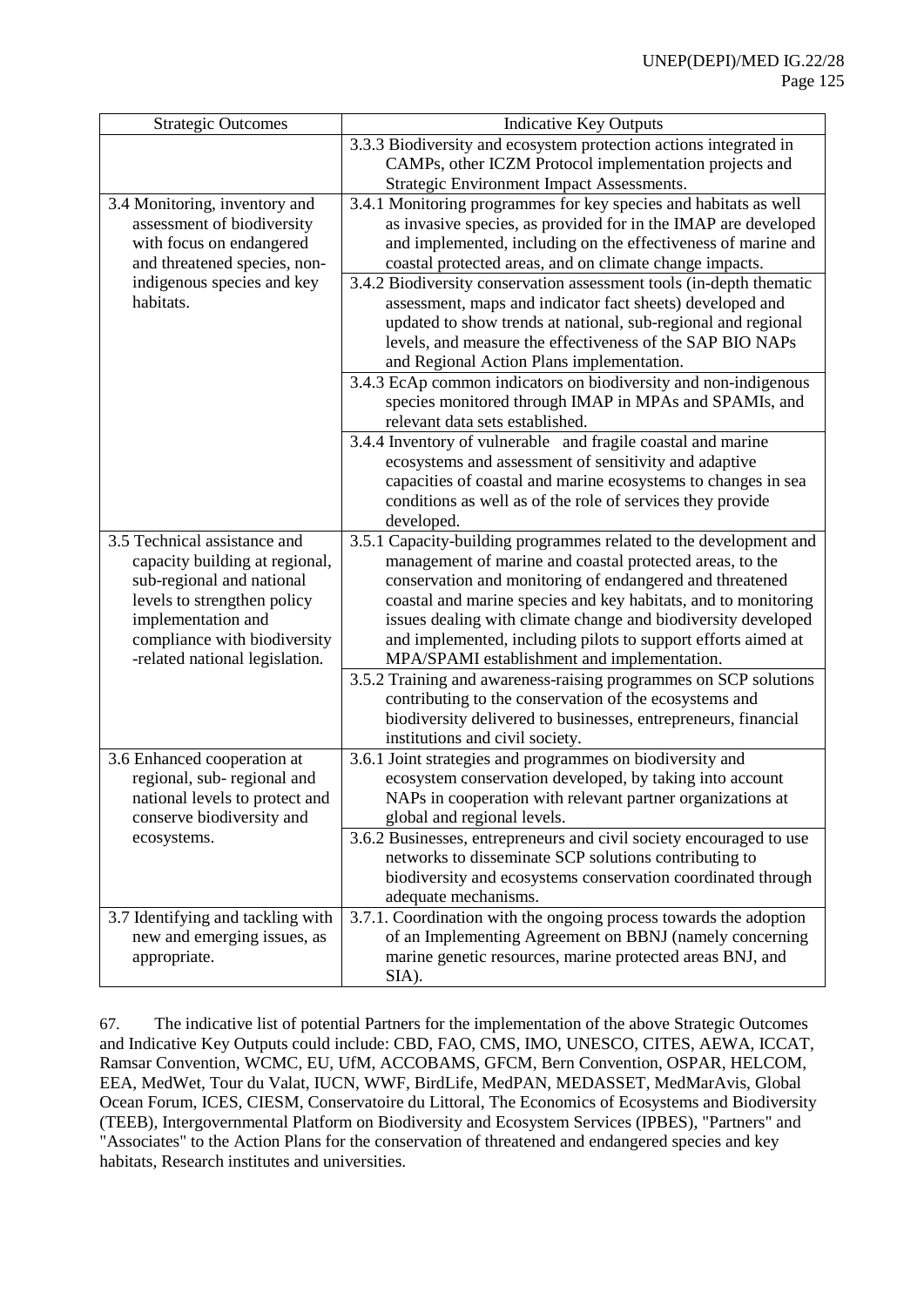| Strategic Outcomes | Indicative Key Outputs |
|---|---|
| | 3.3.3 Biodiversity and ecosystem protection actions integrated in CAMPs, other ICZM Protocol implementation projects and Strategic Environment Impact Assessments. |
| 3.4 Monitoring, inventory and assessment of biodiversity with focus on endangered and threatened species, non-indigenous species and key habitats. | 3.4.1 Monitoring programmes for key species and habitats as well as invasive species, as provided for in the IMAP are developed and implemented, including on the effectiveness of marine and coastal protected areas, and on climate change impacts. |
| | 3.4.2 Biodiversity conservation assessment tools (in-depth thematic assessment, maps and indicator fact sheets) developed and updated to show trends at national, sub-regional and regional levels, and measure the effectiveness of the SAP BIO NAPs and Regional Action Plans implementation. |
| | 3.4.3 EcAp common indicators on biodiversity and non-indigenous species monitored through IMAP in MPAs and SPAMIs, and relevant data sets established. |
| | 3.4.4 Inventory of vulnerable and fragile coastal and marine ecosystems and assessment of sensitivity and adaptive capacities of coastal and marine ecosystems to changes in sea conditions as well as of the role of services they provide developed. |
| 3.5 Technical assistance and capacity building at regional, sub-regional and national levels to strengthen policy implementation and compliance with biodiversity -related national legislation. | 3.5.1 Capacity-building programmes related to the development and management of marine and coastal protected areas, to the conservation and monitoring of endangered and threatened coastal and marine species and key habitats, and to monitoring issues dealing with climate change and biodiversity developed and implemented, including pilots to support efforts aimed at MPA/SPAMI establishment and implementation. |
| | 3.5.2 Training and awareness-raising programmes on SCP solutions contributing to the conservation of the ecosystems and biodiversity delivered to businesses, entrepreneurs, financial institutions and civil society. |
| 3.6 Enhanced cooperation at regional, sub- regional and national levels to protect and conserve biodiversity and ecosystems. | 3.6.1 Joint strategies and programmes on biodiversity and ecosystem conservation developed, by taking into account NAPs in cooperation with relevant partner organizations at global and regional levels. |
| | 3.6.2 Businesses, entrepreneurs and civil society encouraged to use networks to disseminate SCP solutions contributing to biodiversity and ecosystems conservation coordinated through adequate mechanisms. |
| 3.7 Identifying and tackling with new and emerging issues, as appropriate. | 3.7.1. Coordination with the ongoing process towards the adoption of an Implementing Agreement on BBNJ (namely concerning marine genetic resources, marine protected areas BNJ, and SIA). |

67. The indicative list of potential Partners for the implementation of the above Strategic Outcomes and Indicative Key Outputs could include: CBD, FAO, CMS, IMO, UNESCO, CITES, AEWA, ICCAT, Ramsar Convention, WCMC, EU, UfM, ACCOBAMS, GFCM, Bern Convention, OSPAR, HELCOM, EEA, MedWet, Tour du Valat, IUCN, WWF, BirdLife, MedPAN, MEDASSET, MedMarAvis, Global Ocean Forum, ICES, CIESM, Conservatoire du Littoral, The Economics of Ecosystems and Biodiversity (TEEB), Intergovernmental Platform on Biodiversity and Ecosystem Services (IPBES), "Partners" and "Associates" to the Action Plans for the conservation of threatened and endangered species and key habitats, Research institutes and universities.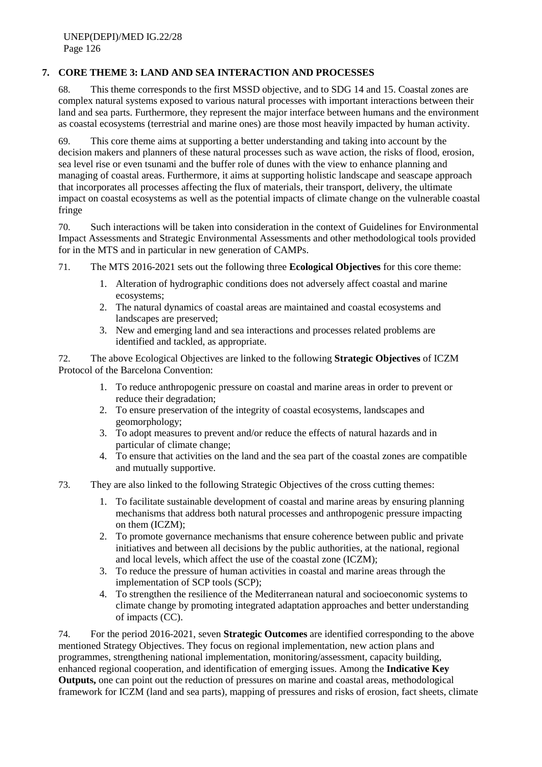## 7. CORE THEME 3: LAND AND SEA INTERACTION AND PROCESSES

68. This theme corresponds to the first MSSD objective, and to SDG 14 and 15. Coastal zones are complex natural systems exposed to various natural processes with important interactions between their land and sea parts. Furthermore, they represent the major interface between humans and the environment as coastal ecosystems (terrestrial and marine ones) are those most heavily impacted by human activity.

69. This core theme aims at supporting a better understanding and taking into account by the decision makers and planners of these natural processes such as wave action, the risks of flood, erosion, sea level rise or even tsunami and the buffer role of dunes with the view to enhance planning and managing of coastal areas. Furthermore, it aims at supporting holistic landscape and seascape approach that incorporates all processes affecting the flux of materials, their transport, delivery, the ultimate impact on coastal ecosystems as well as the potential impacts of climate change on the vulnerable coastal fringe

70. Such interactions will be taken into consideration in the context of Guidelines for Environmental Impact Assessments and Strategic Environmental Assessments and other methodological tools provided for in the MTS and in particular in new generation of CAMPs.

71. The MTS 2016-2021 sets out the following three **Ecological Objectives** for this core theme:

1. Alteration of hydrographic conditions does not adversely affect coastal and marine ecosystems;
2. The natural dynamics of coastal areas are maintained and coastal ecosystems and landscapes are preserved;
3. New and emerging land and sea interactions and processes related problems are identified and tackled, as appropriate.

72. The above Ecological Objectives are linked to the following **Strategic Objectives** of ICZM Protocol of the Barcelona Convention:

1. To reduce anthropogenic pressure on coastal and marine areas in order to prevent or reduce their degradation;
2. To ensure preservation of the integrity of coastal ecosystems, landscapes and geomorphology;
3. To adopt measures to prevent and/or reduce the effects of natural hazards and in particular of climate change;
4. To ensure that activities on the land and the sea part of the coastal zones are compatible and mutually supportive.

73. They are also linked to the following Strategic Objectives of the cross cutting themes:

1. To facilitate sustainable development of coastal and marine areas by ensuring planning mechanisms that address both natural processes and anthropogenic pressure impacting on them (ICZM);
2. To promote governance mechanisms that ensure coherence between public and private initiatives and between all decisions by the public authorities, at the national, regional and local levels, which affect the use of the coastal zone (ICZM);
3. To reduce the pressure of human activities in coastal and marine areas through the implementation of SCP tools (SCP);
4. To strengthen the resilience of the Mediterranean natural and socioeconomic systems to climate change by promoting integrated adaptation approaches and better understanding of impacts (CC).

74. For the period 2016-2021, seven **Strategic Outcomes** are identified corresponding to the above mentioned Strategy Objectives. They focus on regional implementation, new action plans and programmes, strengthening national implementation, monitoring/assessment, capacity building, enhanced regional cooperation, and identification of emerging issues. Among the **Indicative Key Outputs,** one can point out the reduction of pressures on marine and coastal areas, methodological framework for ICZM (land and sea parts), mapping of pressures and risks of erosion, fact sheets, climate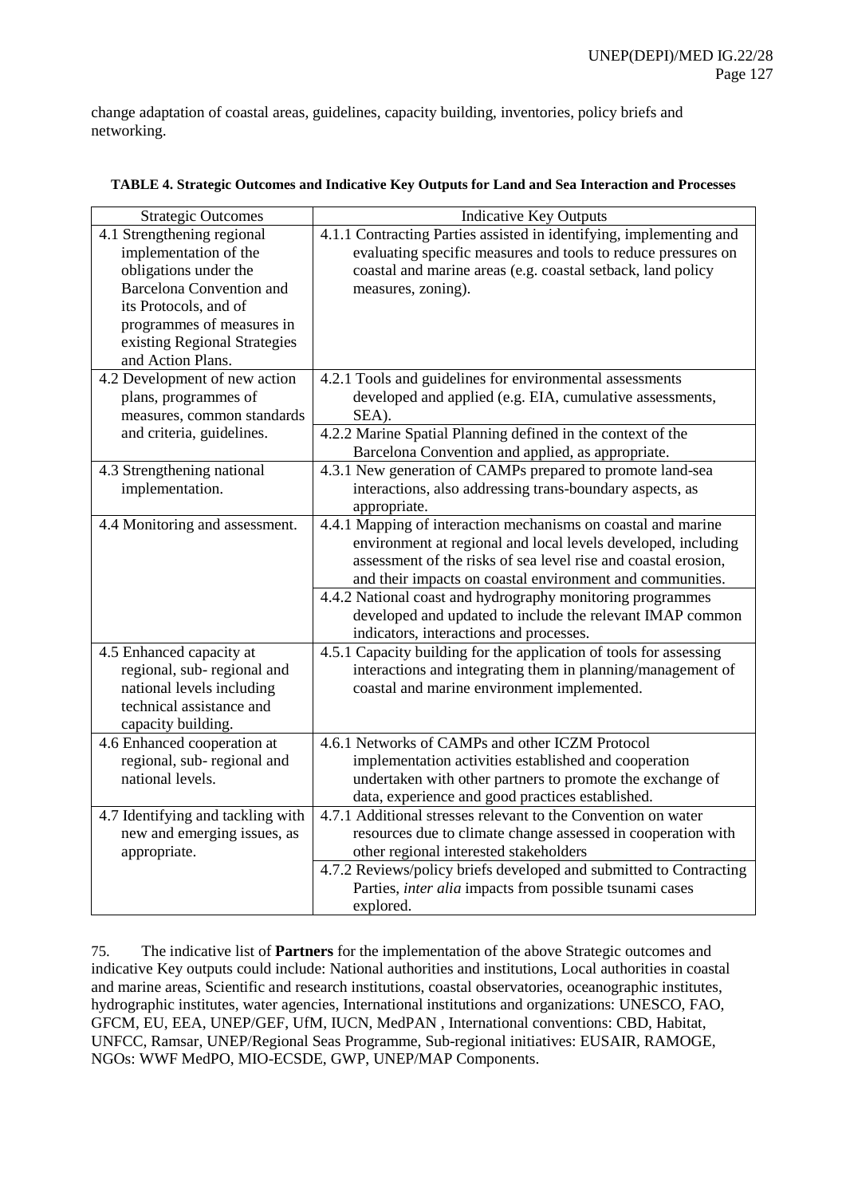change adaptation of coastal areas, guidelines, capacity building, inventories, policy briefs and networking.

**TABLE 4. Strategic Outcomes and Indicative Key Outputs for Land and Sea Interaction and Processes**

| Strategic Outcomes | Indicative Key Outputs |
|---|---|
| 4.1 Strengthening regional implementation of the obligations under the Barcelona Convention and its Protocols, and of programmes of measures in existing Regional Strategies and Action Plans. | 4.1.1 Contracting Parties assisted in identifying, implementing and evaluating specific measures and tools to reduce pressures on coastal and marine areas (e.g. coastal setback, land policy measures, zoning). |
| 4.2 Development of new action plans, programmes of measures, common standards and criteria, guidelines. | 4.2.1 Tools and guidelines for environmental assessments developed and applied (e.g. EIA, cumulative assessments, SEA). |
| | 4.2.2 Marine Spatial Planning defined in the context of the Barcelona Convention and applied, as appropriate. |
| 4.3 Strengthening national implementation. | 4.3.1 New generation of CAMPs prepared to promote land-sea interactions, also addressing trans-boundary aspects, as appropriate. |
| 4.4 Monitoring and assessment. | 4.4.1 Mapping of interaction mechanisms on coastal and marine environment at regional and local levels developed, including assessment of the risks of sea level rise and coastal erosion, and their impacts on coastal environment and communities. |
| | 4.4.2 National coast and hydrography monitoring programmes developed and updated to include the relevant IMAP common indicators, interactions and processes. |
| 4.5 Enhanced capacity at regional, sub- regional and national levels including technical assistance and capacity building. | 4.5.1 Capacity building for the application of tools for assessing interactions and integrating them in planning/management of coastal and marine environment implemented. |
| 4.6 Enhanced cooperation at regional, sub- regional and national levels. | 4.6.1 Networks of CAMPs and other ICZM Protocol implementation activities established and cooperation undertaken with other partners to promote the exchange of data, experience and good practices established. |
| 4.7 Identifying and tackling with new and emerging issues, as appropriate. | 4.7.1 Additional stresses relevant to the Convention on water resources due to climate change assessed in cooperation with other regional interested stakeholders |
| | 4.7.2 Reviews/policy briefs developed and submitted to Contracting Parties, *inter alia* impacts from possible tsunami cases explored. |

75. The indicative list of **Partners** for the implementation of the above Strategic outcomes and indicative Key outputs could include: National authorities and institutions, Local authorities in coastal and marine areas, Scientific and research institutions, coastal observatories, oceanographic institutes, hydrographic institutes, water agencies, International institutions and organizations: UNESCO, FAO, GFCM, EU, EEA, UNEP/GEF, UfM, IUCN, MedPAN , International conventions: CBD, Habitat, UNFCC, Ramsar, UNEP/Regional Seas Programme, Sub-regional initiatives: EUSAIR, RAMOGE, NGOs: WWF MedPO, MIO-ECSDE, GWP, UNEP/MAP Components.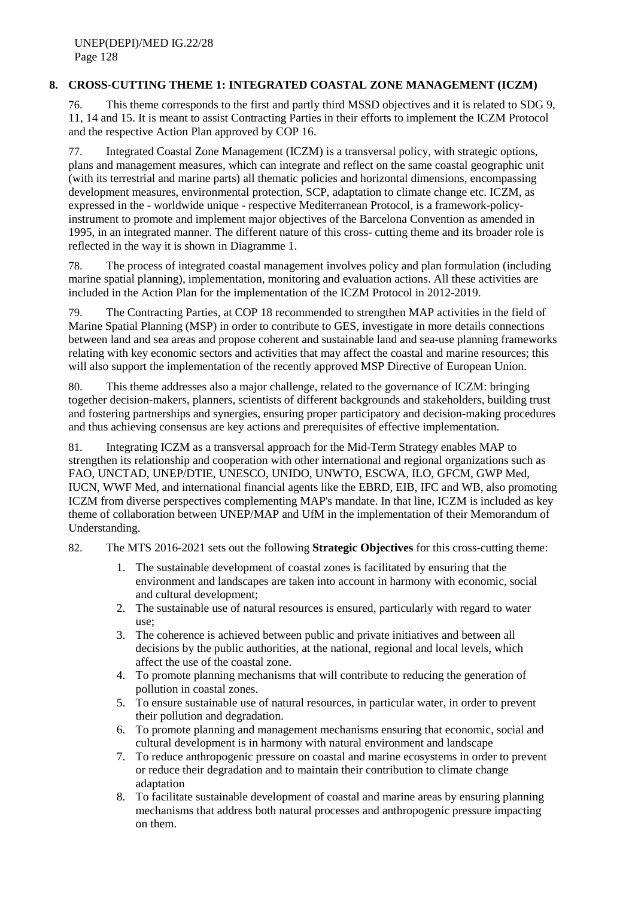## 8. CROSS-CUTTING THEME 1: INTEGRATED COASTAL ZONE MANAGEMENT (ICZM)

76. This theme corresponds to the first and partly third MSSD objectives and it is related to SDG 9, 11, 14 and 15. It is meant to assist Contracting Parties in their efforts to implement the ICZM Protocol and the respective Action Plan approved by COP 16.

77. Integrated Coastal Zone Management (ICZM) is a transversal policy, with strategic options, plans and management measures, which can integrate and reflect on the same coastal geographic unit (with its terrestrial and marine parts) all thematic policies and horizontal dimensions, encompassing development measures, environmental protection, SCP, adaptation to climate change etc. ICZM, as expressed in the - worldwide unique - respective Mediterranean Protocol, is a framework-policy-instrument to promote and implement major objectives of the Barcelona Convention as amended in 1995, in an integrated manner. The different nature of this cross- cutting theme and its broader role is reflected in the way it is shown in Diagramme 1.

78. The process of integrated coastal management involves policy and plan formulation (including marine spatial planning), implementation, monitoring and evaluation actions. All these activities are included in the Action Plan for the implementation of the ICZM Protocol in 2012-2019.

79. The Contracting Parties, at COP 18 recommended to strengthen MAP activities in the field of Marine Spatial Planning (MSP) in order to contribute to GES, investigate in more details connections between land and sea areas and propose coherent and sustainable land and sea-use planning frameworks relating with key economic sectors and activities that may affect the coastal and marine resources; this will also support the implementation of the recently approved MSP Directive of European Union.

80. This theme addresses also a major challenge, related to the governance of ICZM: bringing together decision-makers, planners, scientists of different backgrounds and stakeholders, building trust and fostering partnerships and synergies, ensuring proper participatory and decision-making procedures and thus achieving consensus are key actions and prerequisites of effective implementation.

81. Integrating ICZM as a transversal approach for the Mid-Term Strategy enables MAP to strengthen its relationship and cooperation with other international and regional organizations such as FAO, UNCTAD, UNEP/DTIE, UNESCO, UNIDO, UNWTO, ESCWA, ILO, GFCM, GWP Med, IUCN, WWF Med, and international financial agents like the EBRD, EIB, IFC and WB, also promoting ICZM from diverse perspectives complementing MAP's mandate. In that line, ICZM is included as key theme of collaboration between UNEP/MAP and UfM in the implementation of their Memorandum of Understanding.

82. The MTS 2016-2021 sets out the following **Strategic Objectives** for this cross-cutting theme:

1. The sustainable development of coastal zones is facilitated by ensuring that the environment and landscapes are taken into account in harmony with economic, social and cultural development;
2. The sustainable use of natural resources is ensured, particularly with regard to water use;
3. The coherence is achieved between public and private initiatives and between all decisions by the public authorities, at the national, regional and local levels, which affect the use of the coastal zone.
4. To promote planning mechanisms that will contribute to reducing the generation of pollution in coastal zones.
5. To ensure sustainable use of natural resources, in particular water, in order to prevent their pollution and degradation.
6. To promote planning and management mechanisms ensuring that economic, social and cultural development is in harmony with natural environment and landscape
7. To reduce anthropogenic pressure on coastal and marine ecosystems in order to prevent or reduce their degradation and to maintain their contribution to climate change adaptation
8. To facilitate sustainable development of coastal and marine areas by ensuring planning mechanisms that address both natural processes and anthropogenic pressure impacting on them.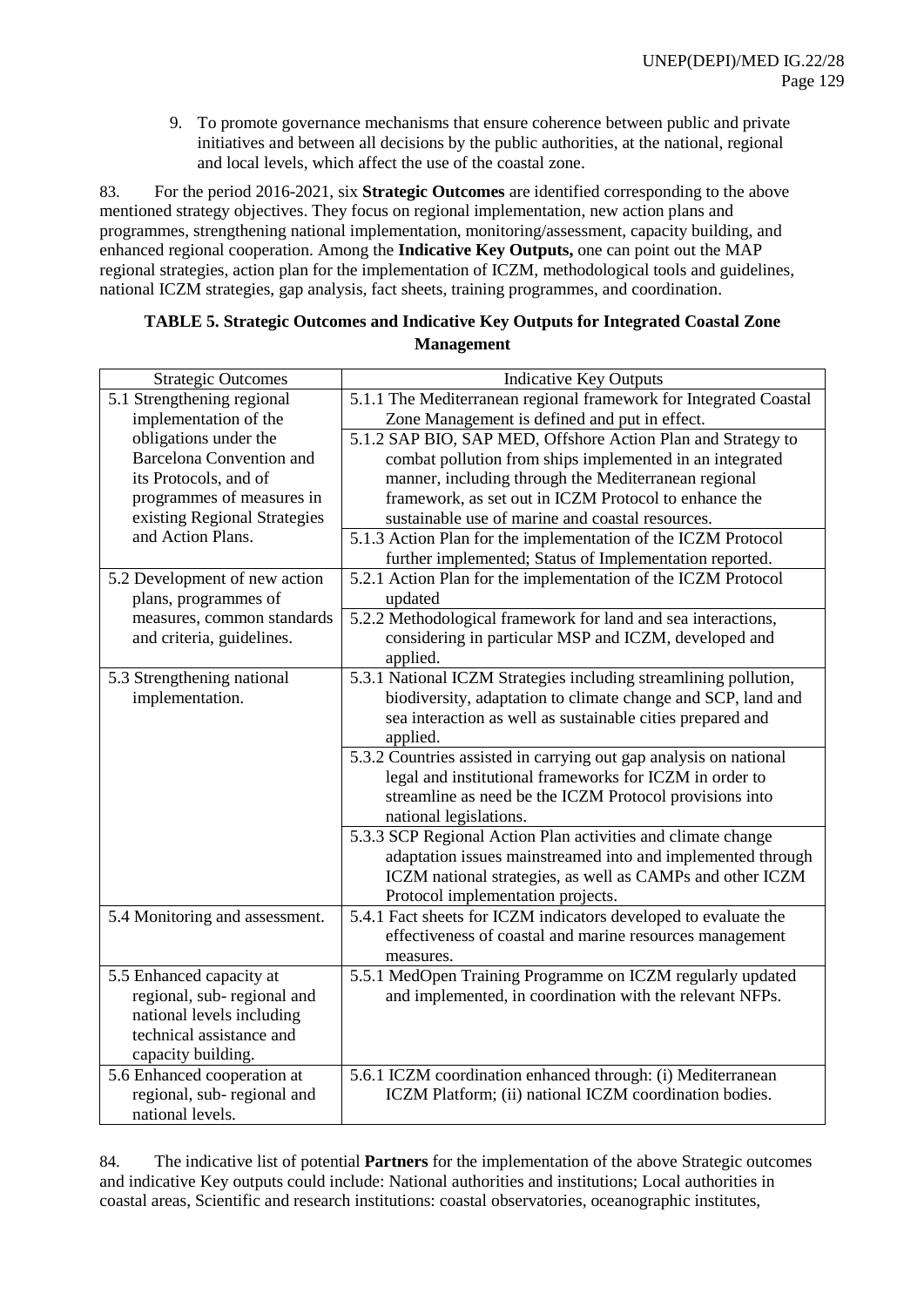9. To promote governance mechanisms that ensure coherence between public and private initiatives and between all decisions by the public authorities, at the national, regional and local levels, which affect the use of the coastal zone.

83. For the period 2016-2021, six **Strategic Outcomes** are identified corresponding to the above mentioned strategy objectives. They focus on regional implementation, new action plans and programmes, strengthening national implementation, monitoring/assessment, capacity building, and enhanced regional cooperation. Among the **Indicative Key Outputs,** one can point out the MAP regional strategies, action plan for the implementation of ICZM, methodological tools and guidelines, national ICZM strategies, gap analysis, fact sheets, training programmes, and coordination.

**TABLE 5. Strategic Outcomes and Indicative Key Outputs for Integrated Coastal Zone Management**

| Strategic Outcomes | Indicative Key Outputs |
|---|---|
| 5.1 Strengthening regional implementation of the obligations under the Barcelona Convention and its Protocols, and of programmes of measures in existing Regional Strategies and Action Plans. | 5.1.1 The Mediterranean regional framework for Integrated Coastal Zone Management is defined and put in effect. |
| | 5.1.2 SAP BIO, SAP MED, Offshore Action Plan and Strategy to combat pollution from ships implemented in an integrated manner, including through the Mediterranean regional framework, as set out in ICZM Protocol to enhance the sustainable use of marine and coastal resources. |
| | 5.1.3 Action Plan for the implementation of the ICZM Protocol further implemented; Status of Implementation reported. |
| 5.2 Development of new action plans, programmes of measures, common standards and criteria, guidelines. | 5.2.1 Action Plan for the implementation of the ICZM Protocol updated |
| | 5.2.2 Methodological framework for land and sea interactions, considering in particular MSP and ICZM, developed and applied. |
| 5.3 Strengthening national implementation. | 5.3.1 National ICZM Strategies including streamlining pollution, biodiversity, adaptation to climate change and SCP, land and sea interaction as well as sustainable cities prepared and applied. |
| | 5.3.2 Countries assisted in carrying out gap analysis on national legal and institutional frameworks for ICZM in order to streamline as need be the ICZM Protocol provisions into national legislations. |
| | 5.3.3 SCP Regional Action Plan activities and climate change adaptation issues mainstreamed into and implemented through ICZM national strategies, as well as CAMPs and other ICZM Protocol implementation projects. |
| 5.4 Monitoring and assessment. | 5.4.1 Fact sheets for ICZM indicators developed to evaluate the effectiveness of coastal and marine resources management measures. |
| 5.5 Enhanced capacity at regional, sub- regional and national levels including technical assistance and capacity building. | 5.5.1 MedOpen Training Programme on ICZM regularly updated and implemented, in coordination with the relevant NFPs. |
| 5.6 Enhanced cooperation at regional, sub- regional and national levels. | 5.6.1 ICZM coordination enhanced through: (i) Mediterranean ICZM Platform; (ii) national ICZM coordination bodies. |

84. The indicative list of potential **Partners** for the implementation of the above Strategic outcomes and indicative Key outputs could include: National authorities and institutions; Local authorities in coastal areas, Scientific and research institutions: coastal observatories, oceanographic institutes,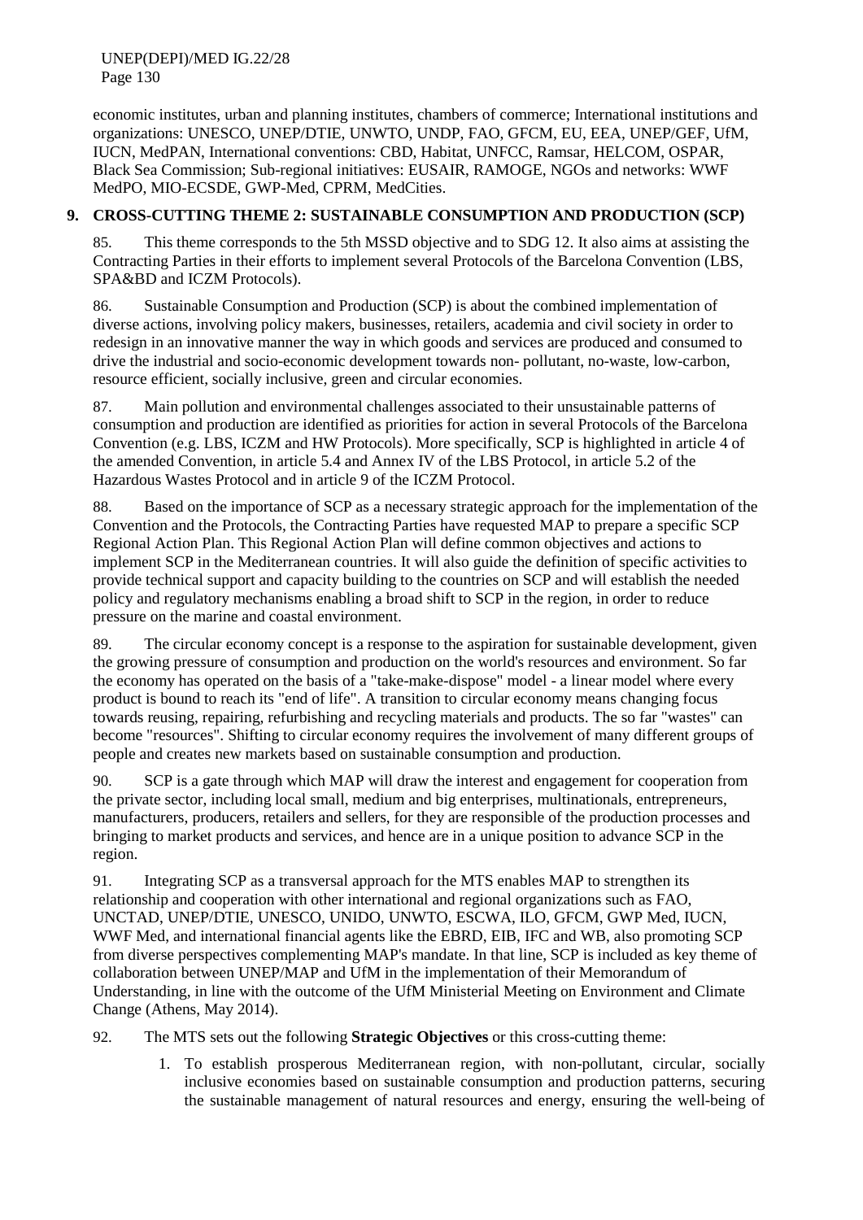economic institutes, urban and planning institutes, chambers of commerce; International institutions and organizations: UNESCO, UNEP/DTIE, UNWTO, UNDP, FAO, GFCM, EU, EEA, UNEP/GEF, UfM, IUCN, MedPAN, International conventions: CBD, Habitat, UNFCC, Ramsar, HELCOM, OSPAR, Black Sea Commission; Sub-regional initiatives: EUSAIR, RAMOGE, NGOs and networks: WWF MedPO, MIO-ECSDE, GWP-Med, CPRM, MedCities.

## 9. CROSS-CUTTING THEME 2: SUSTAINABLE CONSUMPTION AND PRODUCTION (SCP)

85. This theme corresponds to the 5th MSSD objective and to SDG 12. It also aims at assisting the Contracting Parties in their efforts to implement several Protocols of the Barcelona Convention (LBS, SPA&BD and ICZM Protocols).

86. Sustainable Consumption and Production (SCP) is about the combined implementation of diverse actions, involving policy makers, businesses, retailers, academia and civil society in order to redesign in an innovative manner the way in which goods and services are produced and consumed to drive the industrial and socio-economic development towards non- pollutant, no-waste, low-carbon, resource efficient, socially inclusive, green and circular economies.

87. Main pollution and environmental challenges associated to their unsustainable patterns of consumption and production are identified as priorities for action in several Protocols of the Barcelona Convention (e.g. LBS, ICZM and HW Protocols). More specifically, SCP is highlighted in article 4 of the amended Convention, in article 5.4 and Annex IV of the LBS Protocol, in article 5.2 of the Hazardous Wastes Protocol and in article 9 of the ICZM Protocol.

88. Based on the importance of SCP as a necessary strategic approach for the implementation of the Convention and the Protocols, the Contracting Parties have requested MAP to prepare a specific SCP Regional Action Plan. This Regional Action Plan will define common objectives and actions to implement SCP in the Mediterranean countries. It will also guide the definition of specific activities to provide technical support and capacity building to the countries on SCP and will establish the needed policy and regulatory mechanisms enabling a broad shift to SCP in the region, in order to reduce pressure on the marine and coastal environment.

89. The circular economy concept is a response to the aspiration for sustainable development, given the growing pressure of consumption and production on the world's resources and environment. So far the economy has operated on the basis of a "take-make-dispose" model - a linear model where every product is bound to reach its "end of life". A transition to circular economy means changing focus towards reusing, repairing, refurbishing and recycling materials and products. The so far "wastes" can become "resources". Shifting to circular economy requires the involvement of many different groups of people and creates new markets based on sustainable consumption and production.

90. SCP is a gate through which MAP will draw the interest and engagement for cooperation from the private sector, including local small, medium and big enterprises, multinationals, entrepreneurs, manufacturers, producers, retailers and sellers, for they are responsible of the production processes and bringing to market products and services, and hence are in a unique position to advance SCP in the region.

91. Integrating SCP as a transversal approach for the MTS enables MAP to strengthen its relationship and cooperation with other international and regional organizations such as FAO, UNCTAD, UNEP/DTIE, UNESCO, UNIDO, UNWTO, ESCWA, ILO, GFCM, GWP Med, IUCN, WWF Med, and international financial agents like the EBRD, EIB, IFC and WB, also promoting SCP from diverse perspectives complementing MAP's mandate. In that line, SCP is included as key theme of collaboration between UNEP/MAP and UfM in the implementation of their Memorandum of Understanding, in line with the outcome of the UfM Ministerial Meeting on Environment and Climate Change (Athens, May 2014).

92. The MTS sets out the following **Strategic Objectives** or this cross-cutting theme:

1. To establish prosperous Mediterranean region, with non-pollutant, circular, socially inclusive economies based on sustainable consumption and production patterns, securing the sustainable management of natural resources and energy, ensuring the well-being of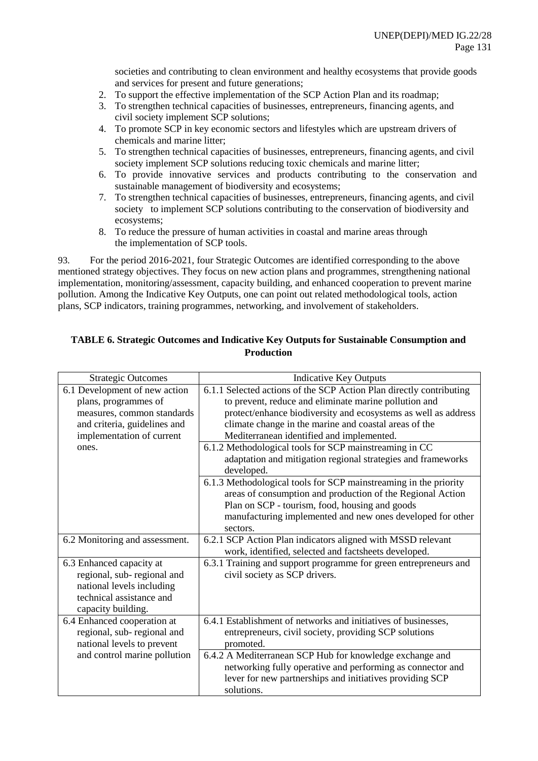societies and contributing to clean environment and healthy ecosystems that provide goods and services for present and future generations;

2. To support the effective implementation of the SCP Action Plan and its roadmap;
3. To strengthen technical capacities of businesses, entrepreneurs, financing agents, and civil society implement SCP solutions;
4. To promote SCP in key economic sectors and lifestyles which are upstream drivers of chemicals and marine litter;
5. To strengthen technical capacities of businesses, entrepreneurs, financing agents, and civil society implement SCP solutions reducing toxic chemicals and marine litter;
6. To provide innovative services and products contributing to the conservation and sustainable management of biodiversity and ecosystems;
7. To strengthen technical capacities of businesses, entrepreneurs, financing agents, and civil society to implement SCP solutions contributing to the conservation of biodiversity and ecosystems;
8. To reduce the pressure of human activities in coastal and marine areas through the implementation of SCP tools.

93. For the period 2016-2021, four Strategic Outcomes are identified corresponding to the above mentioned strategy objectives. They focus on new action plans and programmes, strengthening national implementation, monitoring/assessment, capacity building, and enhanced cooperation to prevent marine pollution. Among the Indicative Key Outputs, one can point out related methodological tools, action plans, SCP indicators, training programmes, networking, and involvement of stakeholders.

**TABLE 6. Strategic Outcomes and Indicative Key Outputs for Sustainable Consumption and Production**

| Strategic Outcomes | Indicative Key Outputs |
|---|---|
| 6.1 Development of new action plans, programmes of measures, common standards and criteria, guidelines and implementation of current ones. | 6.1.1 Selected actions of the SCP Action Plan directly contributing to prevent, reduce and eliminate marine pollution and protect/enhance biodiversity and ecosystems as well as address climate change in the marine and coastal areas of the Mediterranean identified and implemented. |
| | 6.1.2 Methodological tools for SCP mainstreaming in CC adaptation and mitigation regional strategies and frameworks developed. |
| | 6.1.3 Methodological tools for SCP mainstreaming in the priority areas of consumption and production of the Regional Action Plan on SCP - tourism, food, housing and goods manufacturing implemented and new ones developed for other sectors. |
| 6.2 Monitoring and assessment. | 6.2.1 SCP Action Plan indicators aligned with MSSD relevant work, identified, selected and factsheets developed. |
| 6.3 Enhanced capacity at regional, sub- regional and national levels including technical assistance and capacity building. | 6.3.1 Training and support programme for green entrepreneurs and civil society as SCP drivers. |
| 6.4 Enhanced cooperation at regional, sub- regional and national levels to prevent and control marine pollution | 6.4.1 Establishment of networks and initiatives of businesses, entrepreneurs, civil society, providing SCP solutions promoted. |
| | 6.4.2 A Mediterranean SCP Hub for knowledge exchange and networking fully operative and performing as connector and lever for new partnerships and initiatives providing SCP solutions. |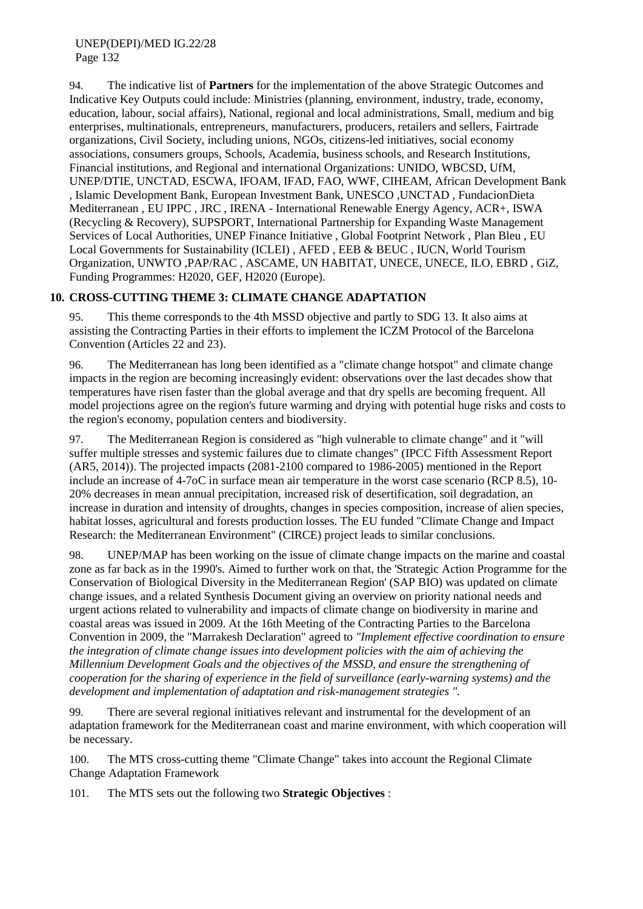94. The indicative list of **Partners** for the implementation of the above Strategic Outcomes and Indicative Key Outputs could include: Ministries (planning, environment, industry, trade, economy, education, labour, social affairs), National, regional and local administrations, Small, medium and big enterprises, multinationals, entrepreneurs, manufacturers, producers, retailers and sellers, Fairtrade organizations, Civil Society, including unions, NGOs, citizens-led initiatives, social economy associations, consumers groups, Schools, Academia, business schools, and Research Institutions, Financial institutions, and Regional and international Organizations: UNIDO, WBCSD, UfM, UNEP/DTIE, UNCTAD, ESCWA, IFOAM, IFAD, FAO, WWF, CIHEAM, African Development Bank , Islamic Development Bank, European Investment Bank, UNESCO ,UNCTAD , FundacionDieta Mediterranean , EU IPPC , JRC , IRENA - International Renewable Energy Agency, ACR+, ISWA (Recycling & Recovery), SUPSPORT, International Partnership for Expanding Waste Management Services of Local Authorities, UNEP Finance Initiative , Global Footprint Network , Plan Bleu , EU Local Governments for Sustainability (ICLEI) , AFED , EEB & BEUC , IUCN, World Tourism Organization, UNWTO ,PAP/RAC , ASCAME, UN HABITAT, UNECE, UNECE, ILO, EBRD , GiZ, Funding Programmes: H2020, GEF, H2020 (Europe).

## 10. CROSS-CUTTING THEME 3: CLIMATE CHANGE ADAPTATION

95. This theme corresponds to the 4th MSSD objective and partly to SDG 13. It also aims at assisting the Contracting Parties in their efforts to implement the ICZM Protocol of the Barcelona Convention (Articles 22 and 23).

96. The Mediterranean has long been identified as a "climate change hotspot" and climate change impacts in the region are becoming increasingly evident: observations over the last decades show that temperatures have risen faster than the global average and that dry spells are becoming frequent. All model projections agree on the region's future warming and drying with potential huge risks and costs to the region's economy, population centers and biodiversity.

97. The Mediterranean Region is considered as "high vulnerable to climate change" and it "will suffer multiple stresses and systemic failures due to climate changes" (IPCC Fifth Assessment Report (AR5, 2014)). The projected impacts (2081-2100 compared to 1986-2005) mentioned in the Report include an increase of 4-7oC in surface mean air temperature in the worst case scenario (RCP 8.5), 10-20% decreases in mean annual precipitation, increased risk of desertification, soil degradation, an increase in duration and intensity of droughts, changes in species composition, increase of alien species, habitat losses, agricultural and forests production losses. The EU funded "Climate Change and Impact Research: the Mediterranean Environment" (CIRCE) project leads to similar conclusions.

98. UNEP/MAP has been working on the issue of climate change impacts on the marine and coastal zone as far back as in the 1990's. Aimed to further work on that, the 'Strategic Action Programme for the Conservation of Biological Diversity in the Mediterranean Region' (SAP BIO) was updated on climate change issues, and a related Synthesis Document giving an overview on priority national needs and urgent actions related to vulnerability and impacts of climate change on biodiversity in marine and coastal areas was issued in 2009. At the 16th Meeting of the Contracting Parties to the Barcelona Convention in 2009, the "Marrakesh Declaration" agreed to *"Implement effective coordination to ensure the integration of climate change issues into development policies with the aim of achieving the Millennium Development Goals and the objectives of the MSSD, and ensure the strengthening of cooperation for the sharing of experience in the field of surveillance (early-warning systems) and the development and implementation of adaptation and risk-management strategies ".*

99. There are several regional initiatives relevant and instrumental for the development of an adaptation framework for the Mediterranean coast and marine environment, with which cooperation will be necessary.

100. The MTS cross-cutting theme "Climate Change" takes into account the Regional Climate Change Adaptation Framework

101. The MTS sets out the following two **Strategic Objectives** :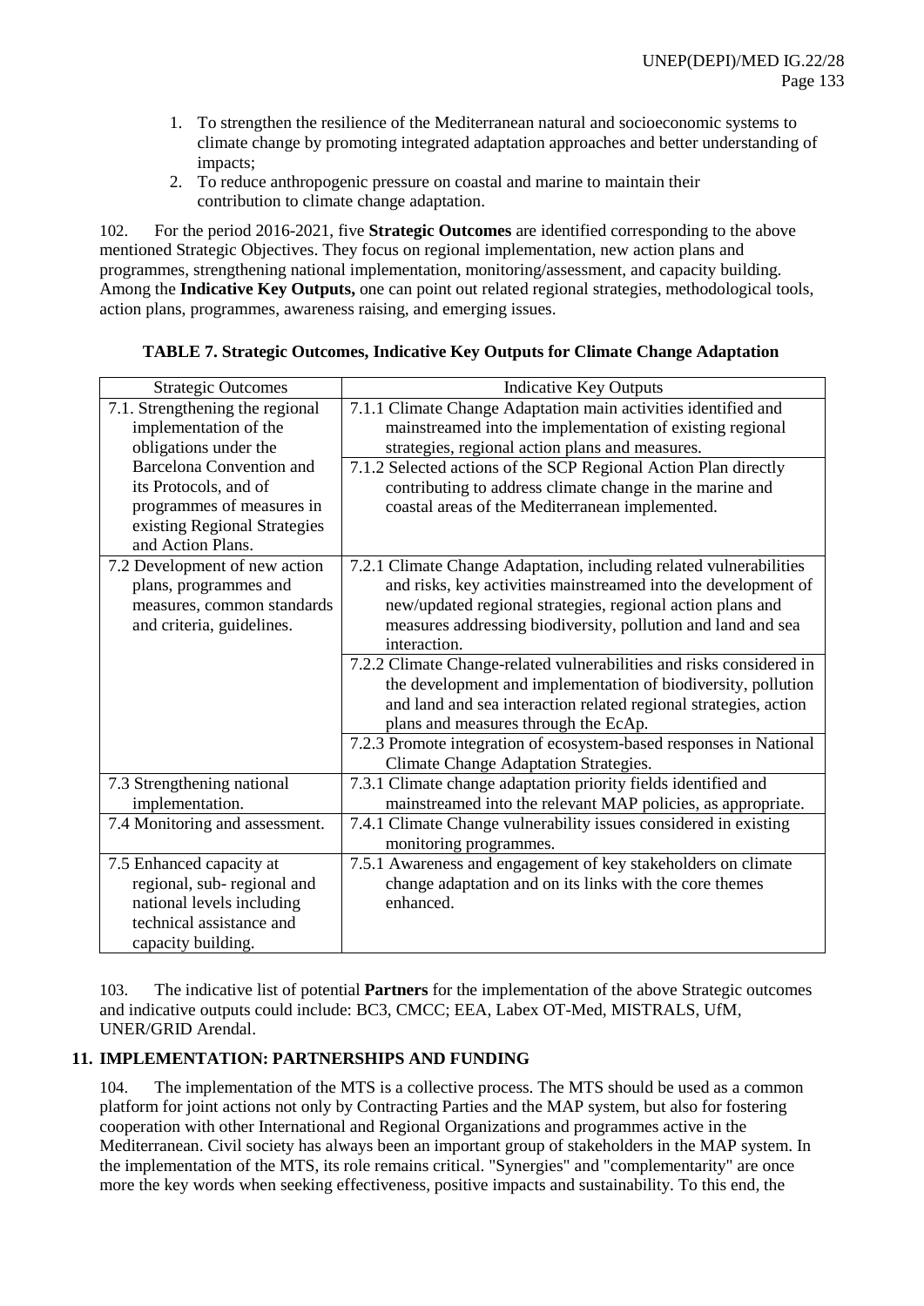1. To strengthen the resilience of the Mediterranean natural and socioeconomic systems to climate change by promoting integrated adaptation approaches and better understanding of impacts;
2. To reduce anthropogenic pressure on coastal and marine to maintain their contribution to climate change adaptation.

102. For the period 2016-2021, five **Strategic Outcomes** are identified corresponding to the above mentioned Strategic Objectives. They focus on regional implementation, new action plans and programmes, strengthening national implementation, monitoring/assessment, and capacity building. Among the **Indicative Key Outputs,** one can point out related regional strategies, methodological tools, action plans, programmes, awareness raising, and emerging issues.

**TABLE 7. Strategic Outcomes, Indicative Key Outputs for Climate Change Adaptation**

| Strategic Outcomes | Indicative Key Outputs |
|---|---|
| 7.1. Strengthening the regional implementation of the obligations under the Barcelona Convention and its Protocols, and of programmes of measures in existing Regional Strategies and Action Plans. | 7.1.1 Climate Change Adaptation main activities identified and mainstreamed into the implementation of existing regional strategies, regional action plans and measures. |
| | 7.1.2 Selected actions of the SCP Regional Action Plan directly contributing to address climate change in the marine and coastal areas of the Mediterranean implemented. |
| 7.2 Development of new action plans, programmes and measures, common standards and criteria, guidelines. | 7.2.1 Climate Change Adaptation, including related vulnerabilities and risks, key activities mainstreamed into the development of new/updated regional strategies, regional action plans and measures addressing biodiversity, pollution and land and sea interaction. |
| | 7.2.2 Climate Change-related vulnerabilities and risks considered in the development and implementation of biodiversity, pollution and land and sea interaction related regional strategies, action plans and measures through the EcAp. |
| | 7.2.3 Promote integration of ecosystem-based responses in National Climate Change Adaptation Strategies. |
| 7.3 Strengthening national implementation. | 7.3.1 Climate change adaptation priority fields identified and mainstreamed into the relevant MAP policies, as appropriate. |
| 7.4 Monitoring and assessment. | 7.4.1 Climate Change vulnerability issues considered in existing monitoring programmes. |
| 7.5 Enhanced capacity at regional, sub- regional and national levels including technical assistance and capacity building. | 7.5.1 Awareness and engagement of key stakeholders on climate change adaptation and on its links with the core themes enhanced. |

103. The indicative list of potential **Partners** for the implementation of the above Strategic outcomes and indicative outputs could include: BC3, CMCC; EEA, Labex OT-Med, MISTRALS, UfM, UNER/GRID Arendal.

## 11. IMPLEMENTATION: PARTNERSHIPS AND FUNDING

104. The implementation of the MTS is a collective process. The MTS should be used as a common platform for joint actions not only by Contracting Parties and the MAP system, but also for fostering cooperation with other International and Regional Organizations and programmes active in the Mediterranean. Civil society has always been an important group of stakeholders in the MAP system. In the implementation of the MTS, its role remains critical. "Synergies" and "complementarity" are once more the key words when seeking effectiveness, positive impacts and sustainability. To this end, the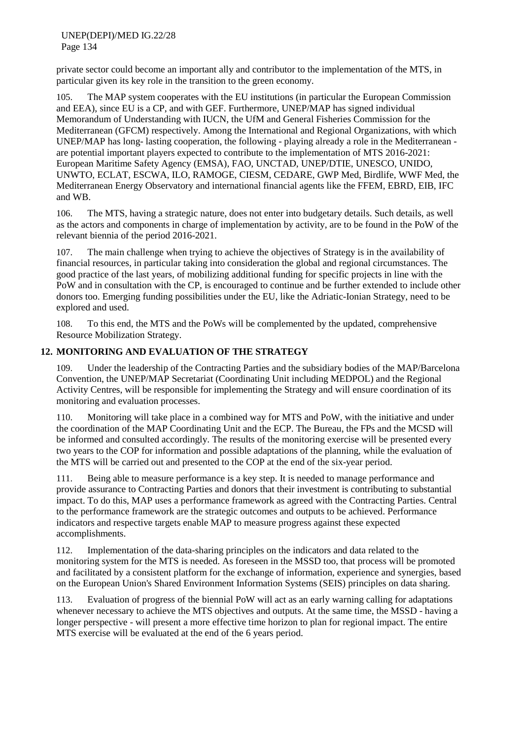private sector could become an important ally and contributor to the implementation of the MTS, in particular given its key role in the transition to the green economy.

105. The MAP system cooperates with the EU institutions (in particular the European Commission and EEA), since EU is a CP, and with GEF. Furthermore, UNEP/MAP has signed individual Memorandum of Understanding with IUCN, the UfM and General Fisheries Commission for the Mediterranean (GFCM) respectively. Among the International and Regional Organizations, with which UNEP/MAP has long- lasting cooperation, the following - playing already a role in the Mediterranean - are potential important players expected to contribute to the implementation of MTS 2016-2021: European Maritime Safety Agency (EMSA), FAO, UNCTAD, UNEP/DTIE, UNESCO, UNIDO, UNWTO, ECLAT, ESCWA, ILO, RAMOGE, CIESM, CEDARE, GWP Med, Birdlife, WWF Med, the Mediterranean Energy Observatory and international financial agents like the FFEM, EBRD, EIB, IFC and WB.

106. The MTS, having a strategic nature, does not enter into budgetary details. Such details, as well as the actors and components in charge of implementation by activity, are to be found in the PoW of the relevant biennia of the period 2016-2021.

107. The main challenge when trying to achieve the objectives of Strategy is in the availability of financial resources, in particular taking into consideration the global and regional circumstances. The good practice of the last years, of mobilizing additional funding for specific projects in line with the PoW and in consultation with the CP, is encouraged to continue and be further extended to include other donors too. Emerging funding possibilities under the EU, like the Adriatic-Ionian Strategy, need to be explored and used.

108. To this end, the MTS and the PoWs will be complemented by the updated, comprehensive Resource Mobilization Strategy.

## 12. MONITORING AND EVALUATION OF THE STRATEGY

109. Under the leadership of the Contracting Parties and the subsidiary bodies of the MAP/Barcelona Convention, the UNEP/MAP Secretariat (Coordinating Unit including MEDPOL) and the Regional Activity Centres, will be responsible for implementing the Strategy and will ensure coordination of its monitoring and evaluation processes.

110. Monitoring will take place in a combined way for MTS and PoW, with the initiative and under the coordination of the MAP Coordinating Unit and the ECP. The Bureau, the FPs and the MCSD will be informed and consulted accordingly. The results of the monitoring exercise will be presented every two years to the COP for information and possible adaptations of the planning, while the evaluation of the MTS will be carried out and presented to the COP at the end of the six-year period.

111. Being able to measure performance is a key step. It is needed to manage performance and provide assurance to Contracting Parties and donors that their investment is contributing to substantial impact. To do this, MAP uses a performance framework as agreed with the Contracting Parties. Central to the performance framework are the strategic outcomes and outputs to be achieved. Performance indicators and respective targets enable MAP to measure progress against these expected accomplishments.

112. Implementation of the data-sharing principles on the indicators and data related to the monitoring system for the MTS is needed. As foreseen in the MSSD too, that process will be promoted and facilitated by a consistent platform for the exchange of information, experience and synergies, based on the European Union's Shared Environment Information Systems (SEIS) principles on data sharing.

113. Evaluation of progress of the biennial PoW will act as an early warning calling for adaptations whenever necessary to achieve the MTS objectives and outputs. At the same time, the MSSD - having a longer perspective - will present a more effective time horizon to plan for regional impact. The entire MTS exercise will be evaluated at the end of the 6 years period.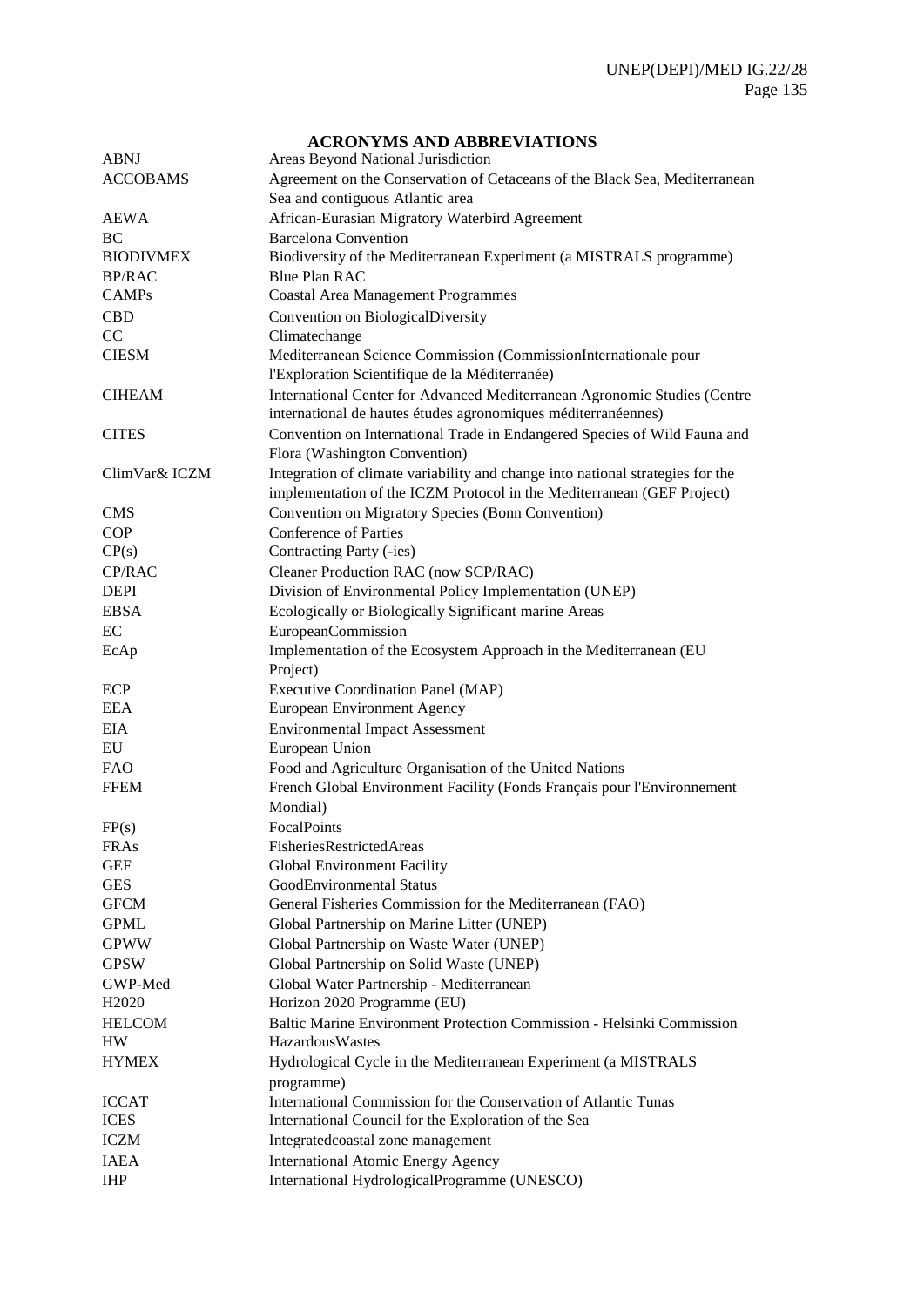## ACRONYMS AND ABBREVIATIONS

| | |
|---|---|
| ABNJ | Areas Beyond National Jurisdiction |
| ACCOBAMS | Agreement on the Conservation of Cetaceans of the Black Sea, Mediterranean Sea and contiguous Atlantic area |
| AEWA | African-Eurasian Migratory Waterbird Agreement |
| BC | Barcelona Convention |
| BIODIVMEX | Biodiversity of the Mediterranean Experiment (a MISTRALS programme) |
| BP/RAC | Blue Plan RAC |
| CAMPs | Coastal Area Management Programmes |
| CBD | Convention on BiologicalDiversity |
| CC | Climatechange |
| CIESM | Mediterranean Science Commission (CommissionInternationale pour l'Exploration Scientifique de la Méditerranée) |
| CIHEAM | International Center for Advanced Mediterranean Agronomic Studies (Centre international de hautes études agronomiques méditerranéennes) |
| CITES | Convention on International Trade in Endangered Species of Wild Fauna and Flora (Washington Convention) |
| ClimVar& ICZM | Integration of climate variability and change into national strategies for the implementation of the ICZM Protocol in the Mediterranean (GEF Project) |
| CMS | Convention on Migratory Species (Bonn Convention) |
| COP | Conference of Parties |
| CP(s) | Contracting Party (-ies) |
| CP/RAC | Cleaner Production RAC (now SCP/RAC) |
| DEPI | Division of Environmental Policy Implementation (UNEP) |
| EBSA | Ecologically or Biologically Significant marine Areas |
| EC | EuropeanCommission |
| EcAp | Implementation of the Ecosystem Approach in the Mediterranean (EU Project) |
| ECP | Executive Coordination Panel (MAP) |
| EEA | European Environment Agency |
| EIA | Environmental Impact Assessment |
| EU | European Union |
| FAO | Food and Agriculture Organisation of the United Nations |
| FFEM | French Global Environment Facility (Fonds Français pour l'Environnement Mondial) |
| FP(s) | FocalPoints |
| FRAs | FisheriesRestrictedAreas |
| GEF | Global Environment Facility |
| GES | GoodEnvironmental Status |
| GFCM | General Fisheries Commission for the Mediterranean (FAO) |
| GPML | Global Partnership on Marine Litter (UNEP) |
| GPWW | Global Partnership on Waste Water (UNEP) |
| GPSW | Global Partnership on Solid Waste (UNEP) |
| GWP-Med | Global Water Partnership - Mediterranean |
| H2020 | Horizon 2020 Programme (EU) |
| HELCOM | Baltic Marine Environment Protection Commission - Helsinki Commission |
| HW | HazardousWastes |
| HYMEX | Hydrological Cycle in the Mediterranean Experiment (a MISTRALS programme) |
| ICCAT | International Commission for the Conservation of Atlantic Tunas |
| ICES | International Council for the Exploration of the Sea |
| ICZM | Integratedcoastal zone management |
| IAEA | International Atomic Energy Agency |
| IHP | International HydrologicalProgramme (UNESCO) |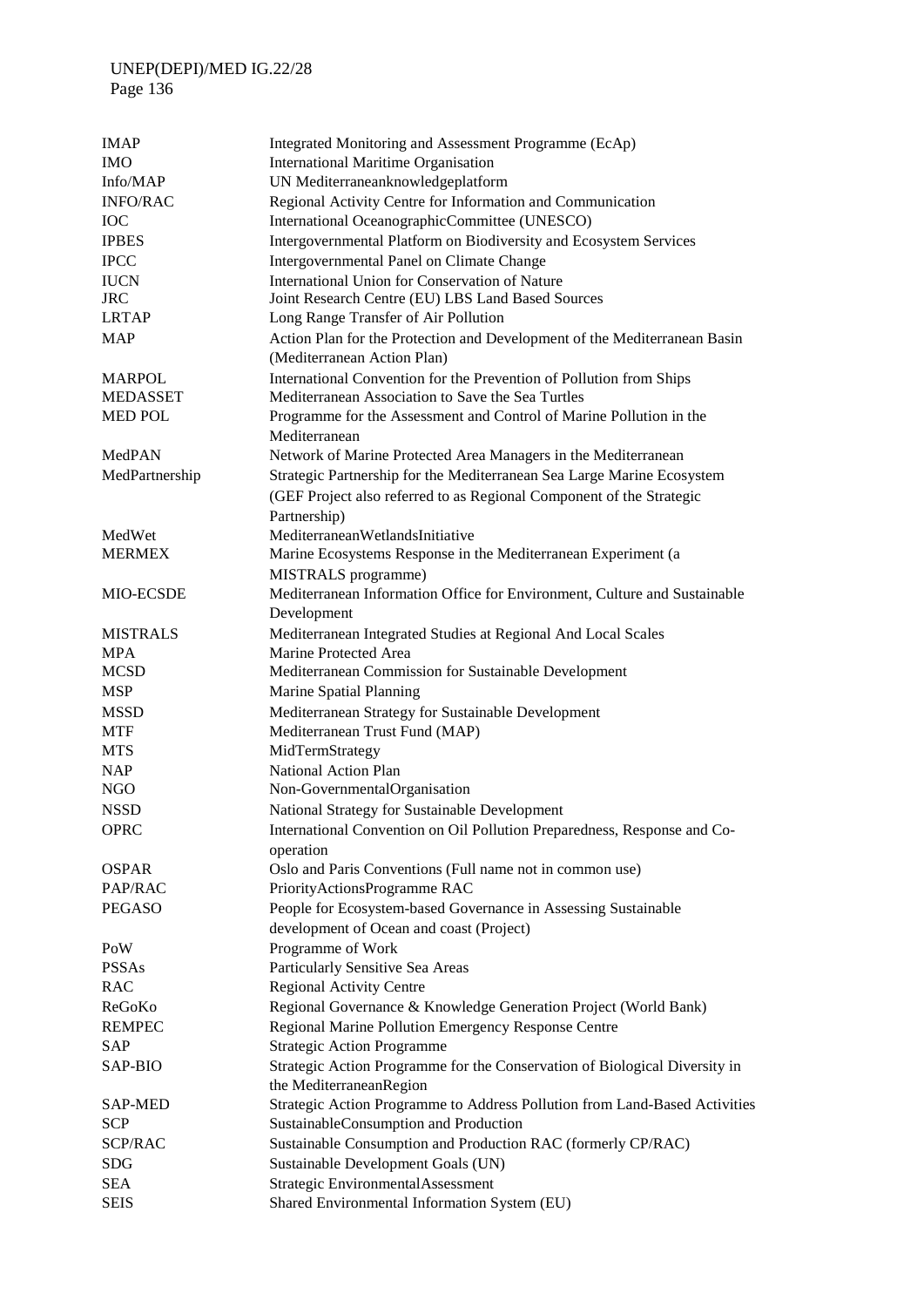| | |
|---|---|
| IMAP | Integrated Monitoring and Assessment Programme (EcAp) |
| IMO | International Maritime Organisation |
| Info/MAP | UN Mediterraneanknowledgeplatform |
| INFO/RAC | Regional Activity Centre for Information and Communication |
| IOC | International OceanographicCommittee (UNESCO) |
| IPBES | Intergovernmental Platform on Biodiversity and Ecosystem Services |
| IPCC | Intergovernmental Panel on Climate Change |
| IUCN | International Union for Conservation of Nature |
| JRC | Joint Research Centre (EU) LBS Land Based Sources |
| LRTAP | Long Range Transfer of Air Pollution |
| MAP | Action Plan for the Protection and Development of the Mediterranean Basin (Mediterranean Action Plan) |
| MARPOL | International Convention for the Prevention of Pollution from Ships |
| MEDASSET | Mediterranean Association to Save the Sea Turtles |
| MED POL | Programme for the Assessment and Control of Marine Pollution in the Mediterranean |
| MedPAN | Network of Marine Protected Area Managers in the Mediterranean |
| MedPartnership | Strategic Partnership for the Mediterranean Sea Large Marine Ecosystem (GEF Project also referred to as Regional Component of the Strategic Partnership) |
| MedWet | MediterraneanWetlandsInitiative |
| MERMEX | Marine Ecosystems Response in the Mediterranean Experiment (a MISTRALS programme) |
| MIO-ECSDE | Mediterranean Information Office for Environment, Culture and Sustainable Development |
| MISTRALS | Mediterranean Integrated Studies at Regional And Local Scales |
| MPA | Marine Protected Area |
| MCSD | Mediterranean Commission for Sustainable Development |
| MSP | Marine Spatial Planning |
| MSSD | Mediterranean Strategy for Sustainable Development |
| MTF | Mediterranean Trust Fund (MAP) |
| MTS | MidTermStrategy |
| NAP | National Action Plan |
| NGO | Non-GovernmentalOrganisation |
| NSSD | National Strategy for Sustainable Development |
| OPRC | International Convention on Oil Pollution Preparedness, Response and Co-operation |
| OSPAR | Oslo and Paris Conventions (Full name not in common use) |
| PAP/RAC | PriorityActionsProgramme RAC |
| PEGASO | People for Ecosystem-based Governance in Assessing Sustainable development of Ocean and coast (Project) |
| PoW | Programme of Work |
| PSSAs | Particularly Sensitive Sea Areas |
| RAC | Regional Activity Centre |
| ReGoKo | Regional Governance & Knowledge Generation Project (World Bank) |
| REMPEC | Regional Marine Pollution Emergency Response Centre |
| SAP | Strategic Action Programme |
| SAP-BIO | Strategic Action Programme for the Conservation of Biological Diversity in the MediterraneanRegion |
| SAP-MED | Strategic Action Programme to Address Pollution from Land-Based Activities |
| SCP | SustainableConsumption and Production |
| SCP/RAC | Sustainable Consumption and Production RAC (formerly CP/RAC) |
| SDG | Sustainable Development Goals (UN) |
| SEA | Strategic EnvironmentalAssessment |
| SEIS | Shared Environmental Information System (EU) |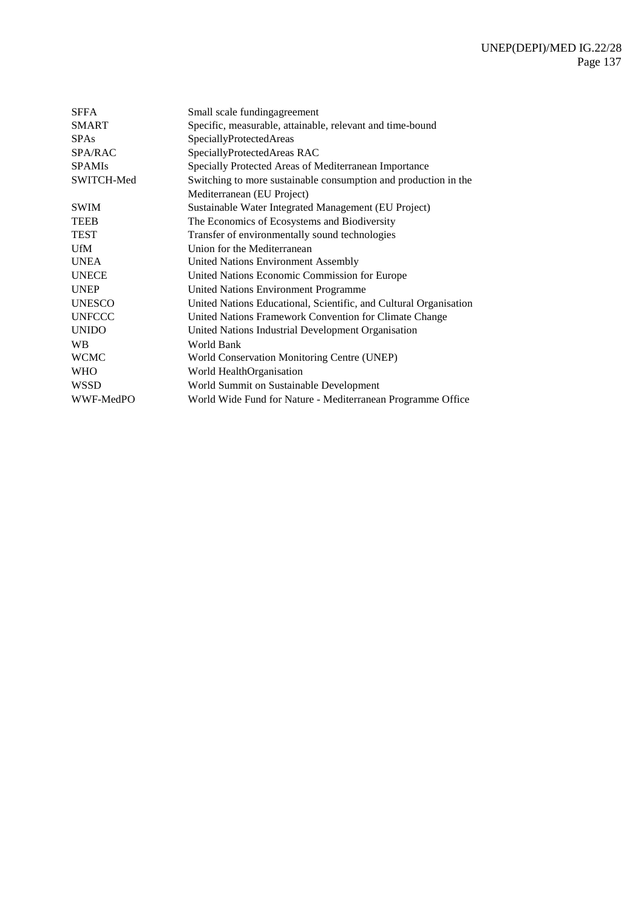| | |
|---|---|
| SFFA | Small scale fundingagreement |
| SMART | Specific, measurable, attainable, relevant and time-bound |
| SPAs | SpeciallyProtectedAreas |
| SPA/RAC | SpeciallyProtectedAreas RAC |
| SPAMIs | Specially Protected Areas of Mediterranean Importance |
| SWITCH-Med | Switching to more sustainable consumption and production in the Mediterranean (EU Project) |
| SWIM | Sustainable Water Integrated Management (EU Project) |
| TEEB | The Economics of Ecosystems and Biodiversity |
| TEST | Transfer of environmentally sound technologies |
| UfM | Union for the Mediterranean |
| UNEA | United Nations Environment Assembly |
| UNECE | United Nations Economic Commission for Europe |
| UNEP | United Nations Environment Programme |
| UNESCO | United Nations Educational, Scientific, and Cultural Organisation |
| UNFCCC | United Nations Framework Convention for Climate Change |
| UNIDO | United Nations Industrial Development Organisation |
| WB | World Bank |
| WCMC | World Conservation Monitoring Centre (UNEP) |
| WHO | World HealthOrganisation |
| WSSD | World Summit on Sustainable Development |
| WWF-MedPO | World Wide Fund for Nature - Mediterranean Programme Office |